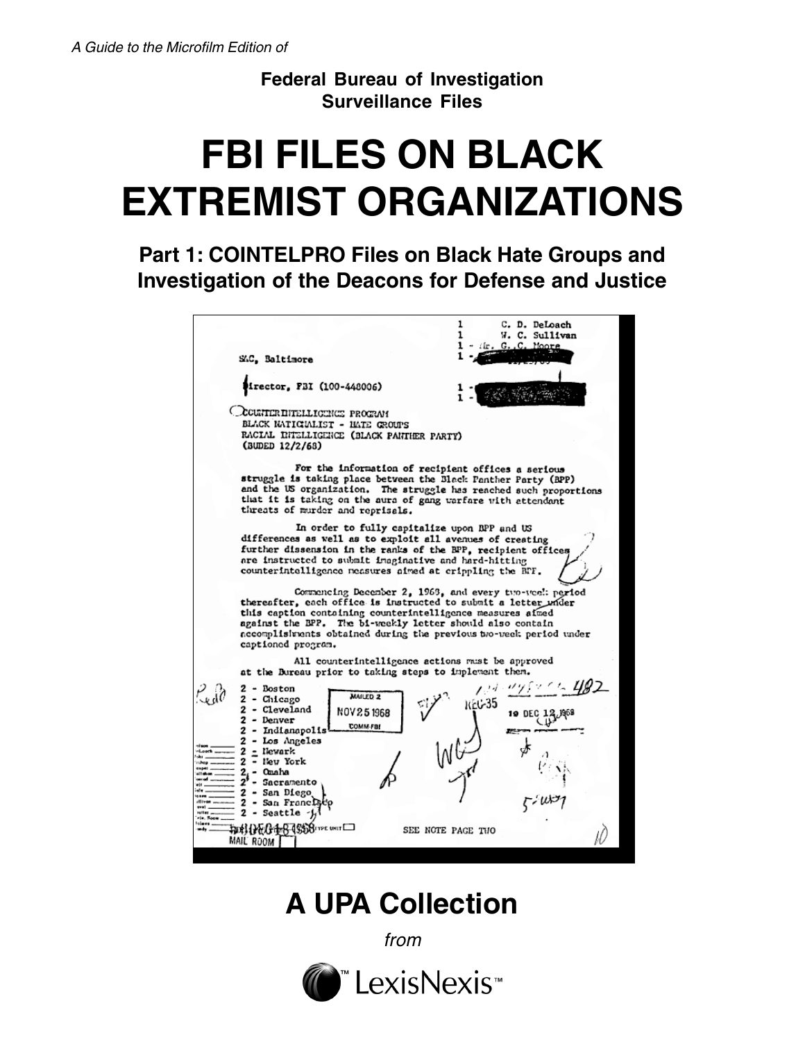*A Guide to the Microfilm Edition of*

**Federal Bureau of Investigation**
**Surveillance Files**

# FBI FILES ON BLACK EXTREMIST ORGANIZATIONS

## Part 1: COINTELPRO Files on Black Hate Groups and Investigation of the Deacons for Defense and Justice

1 - C. D. DeLoach
1 - W. C. Sullivan
1 - Mr. G. C. Moore

SAC, Baltimore

Director, FBI (100-448006)

COUNTERINTELLIGENCE PROGRAM
BLACK NATIONALIST - HATE GROUPS
RACIAL INTELLIGENCE (BLACK PANTHER PARTY)
(BUDED 12/2/68)

For the information of recipient offices a serious struggle is taking place between the Black Panther Party (BPP) and the US organization. The struggle has reached such proportions that it is taking on the aura of gang warfare with attendant threats of murder and reprisals.

In order to fully capitalize upon BPP and US differences as well as to exploit all avenues of creating further dissension in the ranks of the BPP, recipient offices are instructed to submit imaginative and hard-hitting counterintelligence measures aimed at crippling the BPP.

Commencing December 2, 1968, and every two-week period thereafter, each office is instructed to submit a letter under this caption containing counterintelligence measures aimed against the BPP. The bi-weekly letter should also contain accomplishments obtained during the previous two-week period under captioned program.

All counterintelligence actions must be approved at the Bureau prior to taking steps to implement them.

2 - Boston
2 - Chicago
2 - Cleveland
2 - Denver
2 - Indianapolis
2 - Los Angeles
2 - Newark
2 - New York
2 - Omaha
2 - Sacramento
2 - San Diego
2 - San Francisco
2 - Seattle

MAILED 2
NOV 25 1968
COMM-FBI

REC-35

19 DEC 12 1968

SEE NOTE PAGE TWO

MAIL ROOM

## A UPA Collection

*from*

LexisNexis™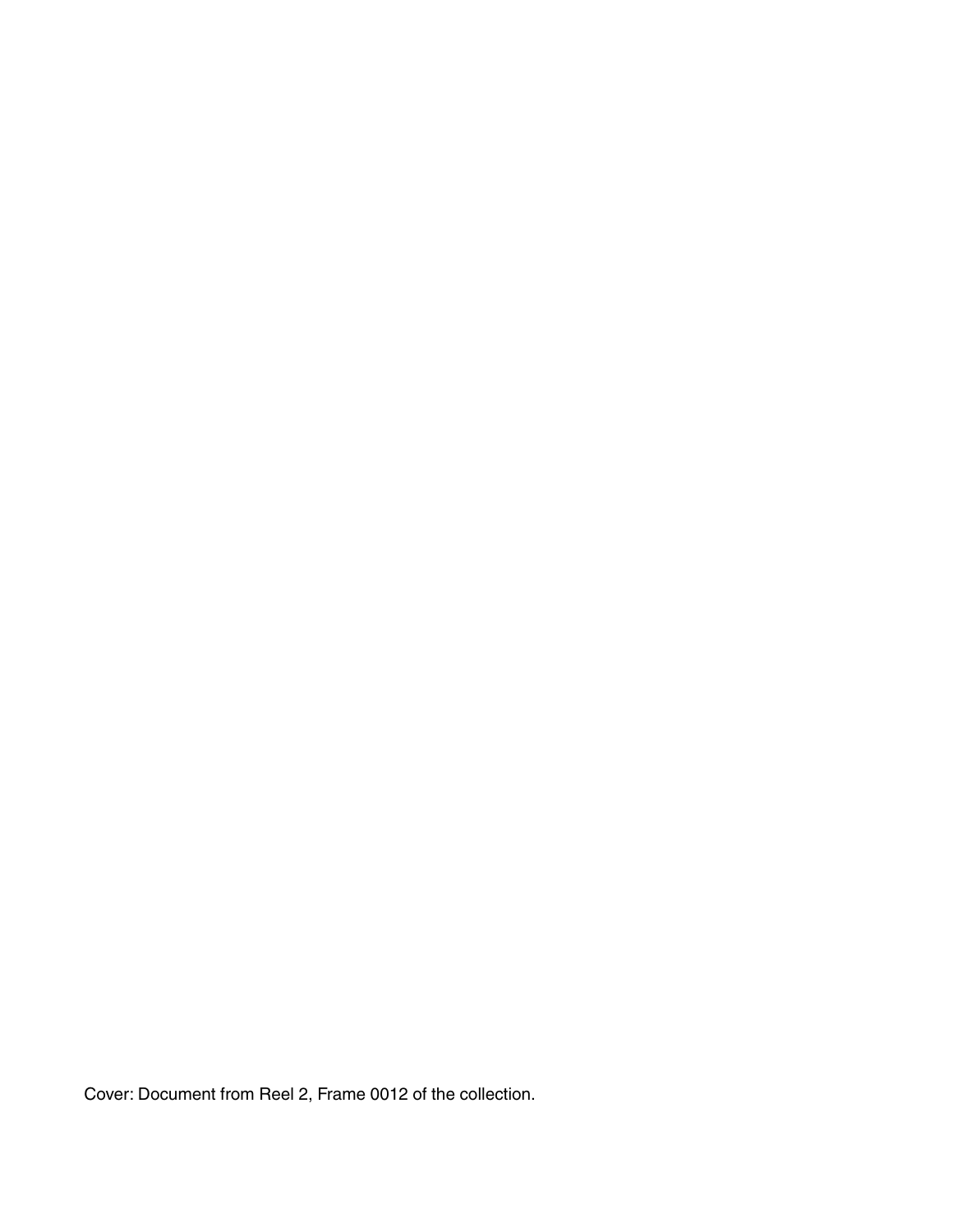Cover: Document from Reel 2, Frame 0012 of the collection.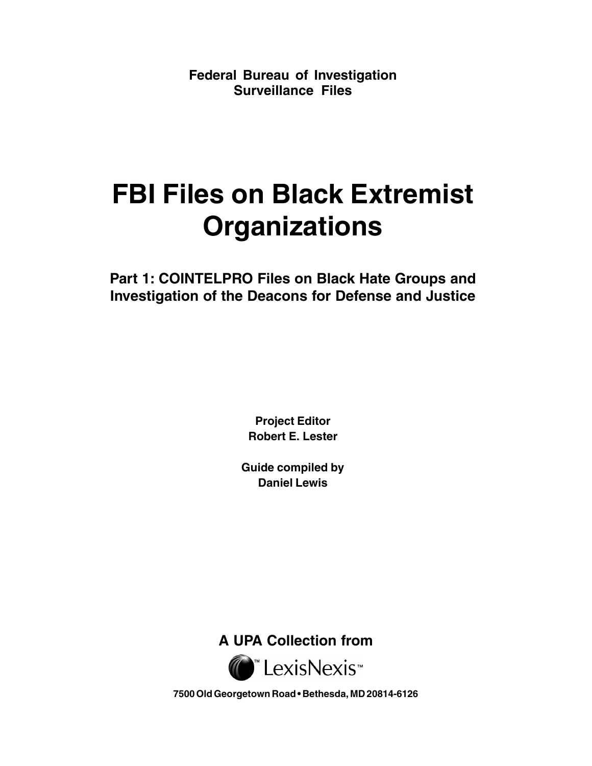**Federal Bureau of Investigation**
**Surveillance Files**

# FBI Files on Black Extremist Organizations

## Part 1: COINTELPRO Files on Black Hate Groups and Investigation of the Deacons for Defense and Justice

**Project Editor**
**Robert E. Lester**

**Guide compiled by**
**Daniel Lewis**

**A UPA Collection from**

LexisNexis™

**7500 Old Georgetown Road • Bethesda, MD 20814-6126**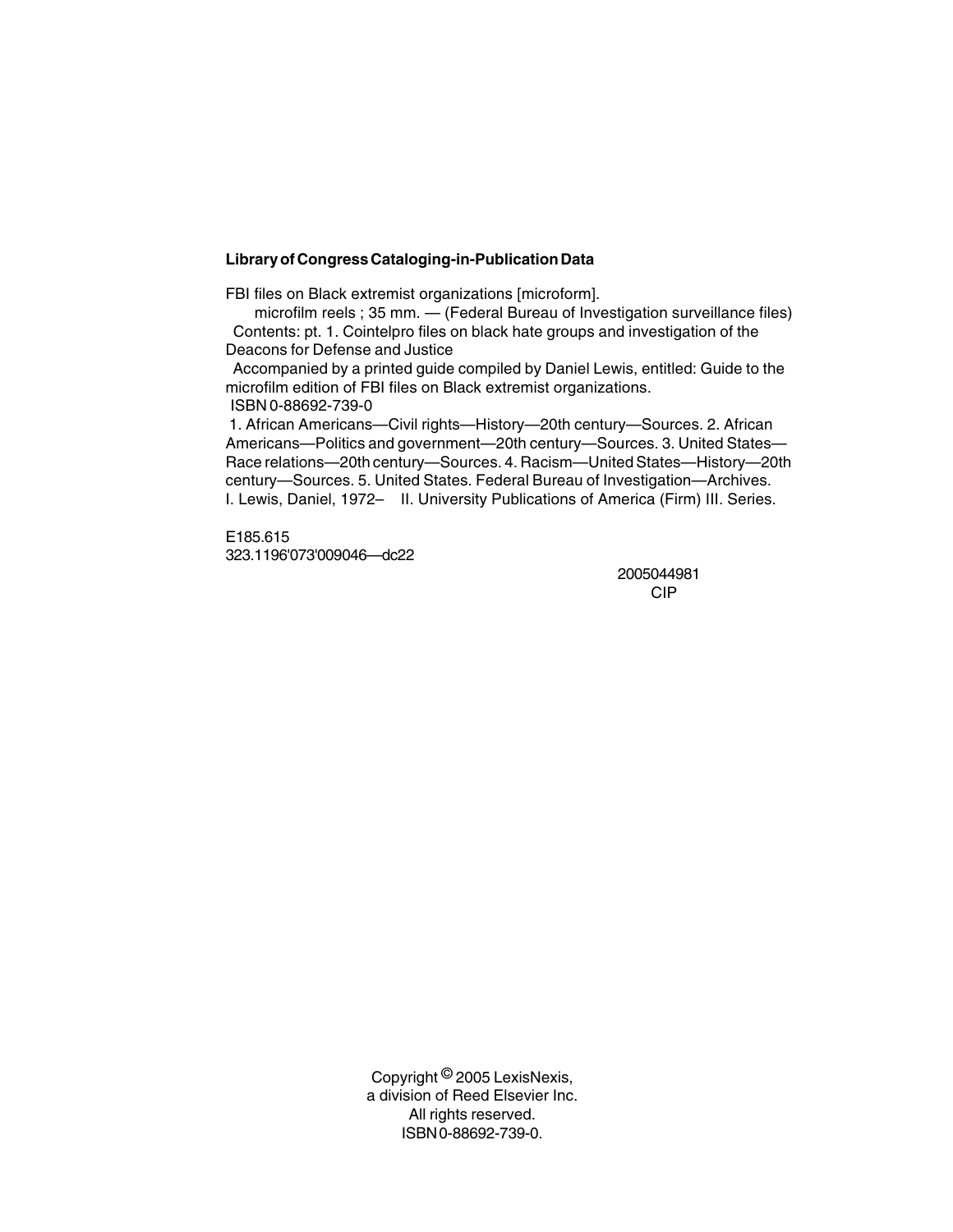**Library of Congress Cataloging-in-Publication Data**

FBI files on Black extremist organizations [microform].
microfilm reels ; 35 mm. — (Federal Bureau of Investigation surveillance files)
Contents: pt. 1. Cointelpro files on black hate groups and investigation of the Deacons for Defense and Justice
Accompanied by a printed guide compiled by Daniel Lewis, entitled: Guide to the microfilm edition of FBI files on Black extremist organizations.
ISBN 0-88692-739-0
1. African Americans—Civil rights—History—20th century—Sources. 2. African Americans—Politics and government—20th century—Sources. 3. United States—Race relations—20th century—Sources. 4. Racism—United States—History—20th century—Sources. 5. United States. Federal Bureau of Investigation—Archives. I. Lewis, Daniel, 1972– II. University Publications of America (Firm) III. Series.

E185.615
323.1196'073'009046—dc22

2005044981
CIP

Copyright © 2005 LexisNexis,
a division of Reed Elsevier Inc.
All rights reserved.
ISBN 0-88692-739-0.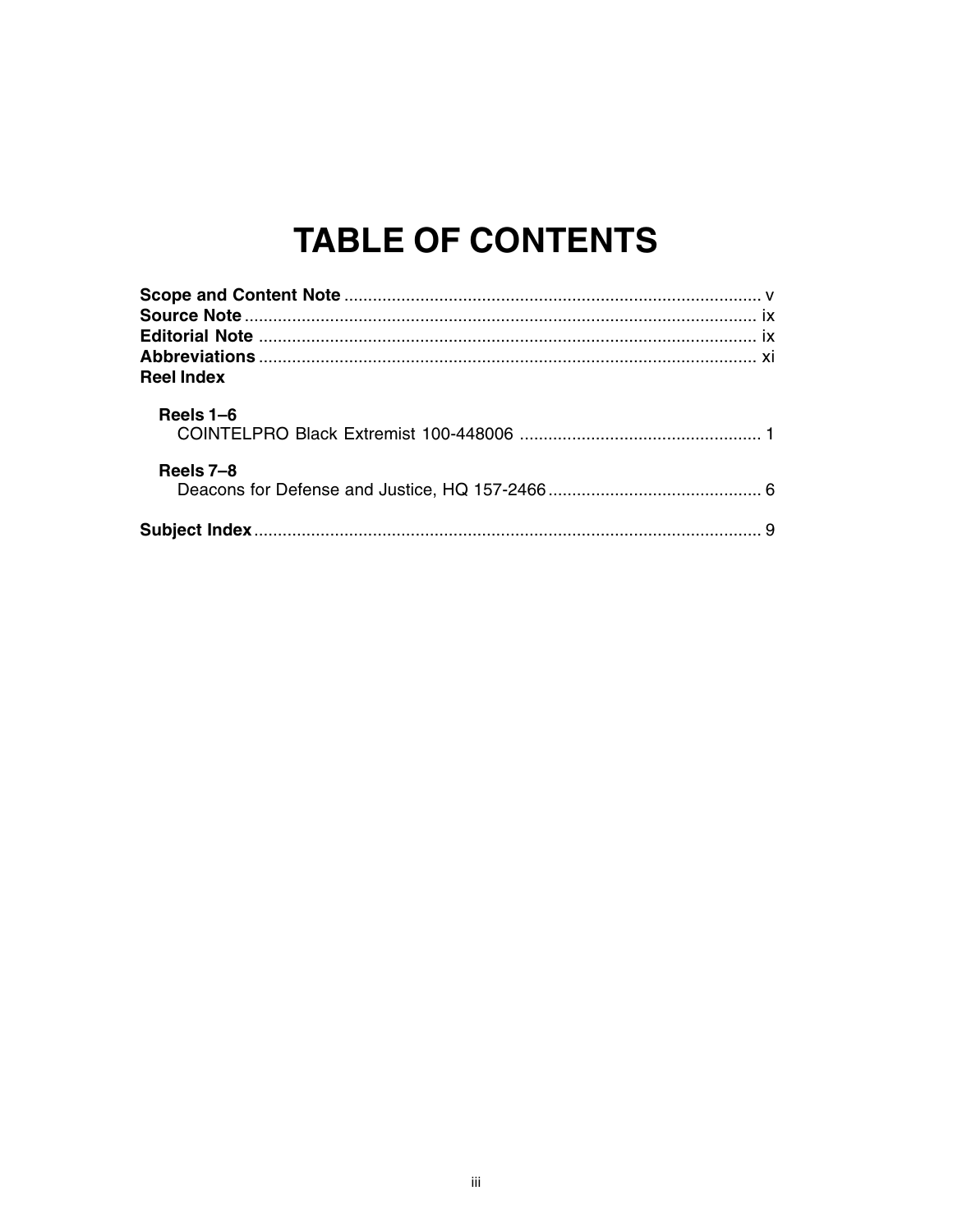# TABLE OF CONTENTS

**Scope and Content Note** ........................................................................................ v
**Source Note** ........................................................................................................... ix
**Editorial Note** ........................................................................................................ ix
**Abbreviations** ........................................................................................................ xi
**Reel Index**

**Reels 1–6**
COINTELPRO Black Extremist 100-448006 .................................................. 1

**Reels 7–8**
Deacons for Defense and Justice, HQ 157-2466 ............................................. 6

**Subject Index** .......................................................................................................... 9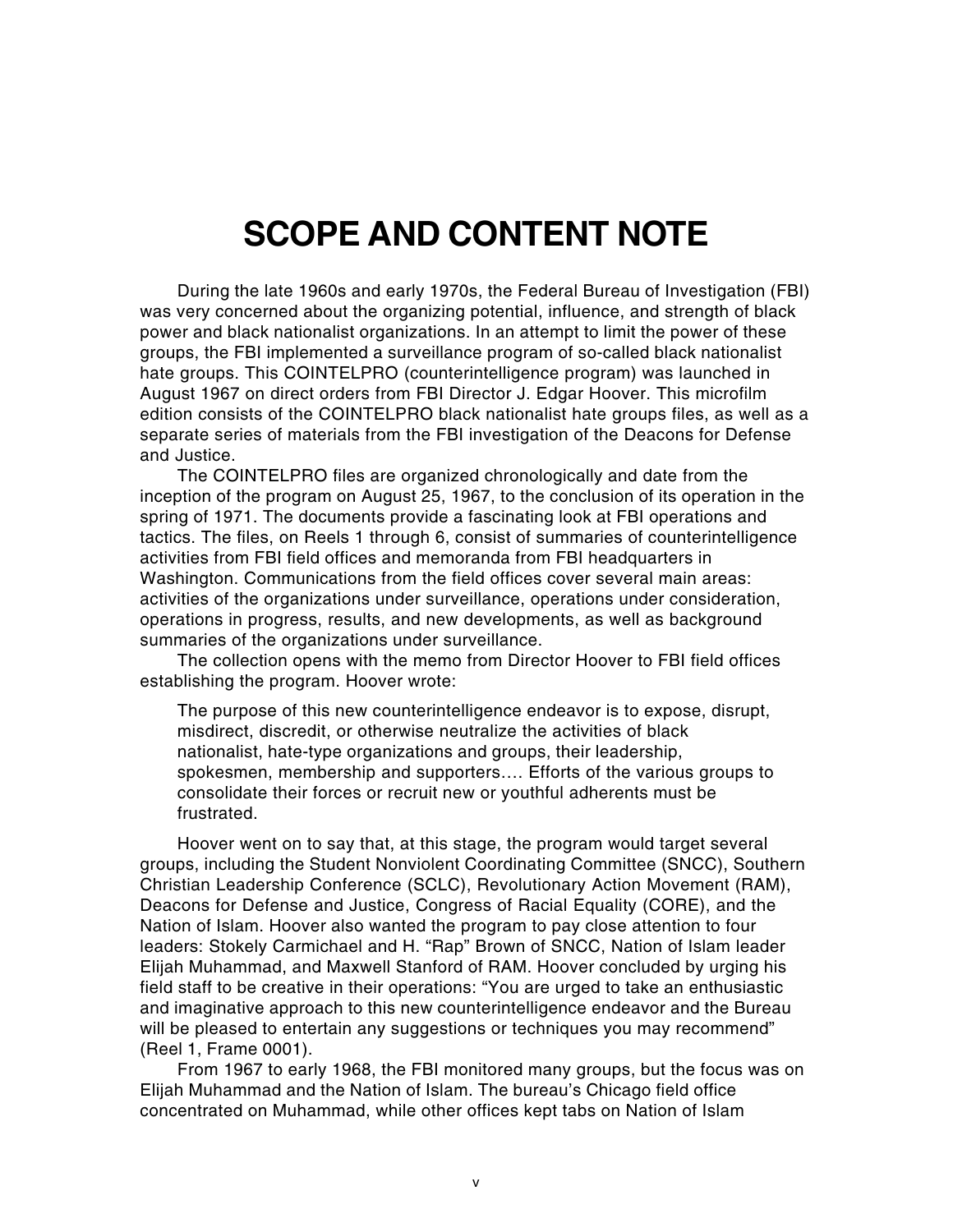# SCOPE AND CONTENT NOTE

During the late 1960s and early 1970s, the Federal Bureau of Investigation (FBI) was very concerned about the organizing potential, influence, and strength of black power and black nationalist organizations. In an attempt to limit the power of these groups, the FBI implemented a surveillance program of so-called black nationalist hate groups. This COINTELPRO (counterintelligence program) was launched in August 1967 on direct orders from FBI Director J. Edgar Hoover. This microfilm edition consists of the COINTELPRO black nationalist hate groups files, as well as a separate series of materials from the FBI investigation of the Deacons for Defense and Justice.

The COINTELPRO files are organized chronologically and date from the inception of the program on August 25, 1967, to the conclusion of its operation in the spring of 1971. The documents provide a fascinating look at FBI operations and tactics. The files, on Reels 1 through 6, consist of summaries of counterintelligence activities from FBI field offices and memoranda from FBI headquarters in Washington. Communications from the field offices cover several main areas: activities of the organizations under surveillance, operations under consideration, operations in progress, results, and new developments, as well as background summaries of the organizations under surveillance.

The collection opens with the memo from Director Hoover to FBI field offices establishing the program. Hoover wrote:

> The purpose of this new counterintelligence endeavor is to expose, disrupt, misdirect, discredit, or otherwise neutralize the activities of black nationalist, hate-type organizations and groups, their leadership, spokesmen, membership and supporters…. Efforts of the various groups to consolidate their forces or recruit new or youthful adherents must be frustrated.

Hoover went on to say that, at this stage, the program would target several groups, including the Student Nonviolent Coordinating Committee (SNCC), Southern Christian Leadership Conference (SCLC), Revolutionary Action Movement (RAM), Deacons for Defense and Justice, Congress of Racial Equality (CORE), and the Nation of Islam. Hoover also wanted the program to pay close attention to four leaders: Stokely Carmichael and H. "Rap" Brown of SNCC, Nation of Islam leader Elijah Muhammad, and Maxwell Stanford of RAM. Hoover concluded by urging his field staff to be creative in their operations: "You are urged to take an enthusiastic and imaginative approach to this new counterintelligence endeavor and the Bureau will be pleased to entertain any suggestions or techniques you may recommend" (Reel 1, Frame 0001).

From 1967 to early 1968, the FBI monitored many groups, but the focus was on Elijah Muhammad and the Nation of Islam. The bureau's Chicago field office concentrated on Muhammad, while other offices kept tabs on Nation of Islam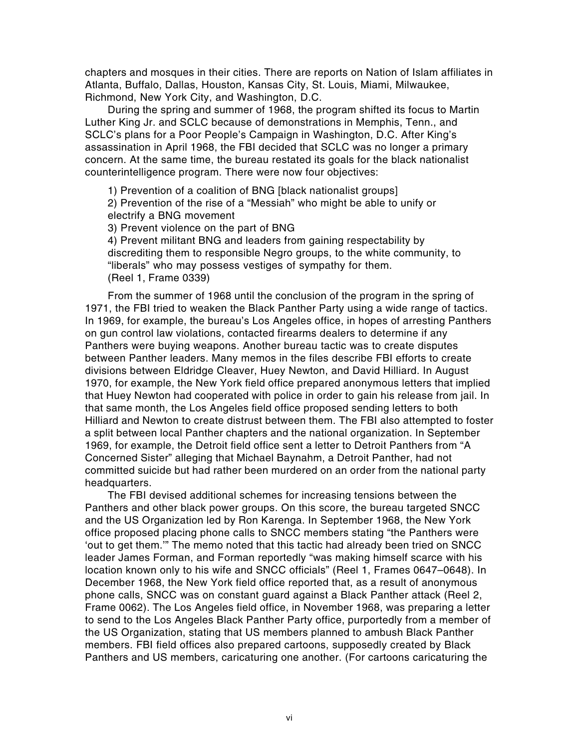chapters and mosques in their cities. There are reports on Nation of Islam affiliates in Atlanta, Buffalo, Dallas, Houston, Kansas City, St. Louis, Miami, Milwaukee, Richmond, New York City, and Washington, D.C.

During the spring and summer of 1968, the program shifted its focus to Martin Luther King Jr. and SCLC because of demonstrations in Memphis, Tenn., and SCLC's plans for a Poor People's Campaign in Washington, D.C. After King's assassination in April 1968, the FBI decided that SCLC was no longer a primary concern. At the same time, the bureau restated its goals for the black nationalist counterintelligence program. There were now four objectives:

> 1) Prevention of a coalition of BNG [black nationalist groups]
> 2) Prevention of the rise of a "Messiah" who might be able to unify or electrify a BNG movement
> 3) Prevent violence on the part of BNG
> 4) Prevent militant BNG and leaders from gaining respectability by discrediting them to responsible Negro groups, to the white community, to "liberals" who may possess vestiges of sympathy for them.
> (Reel 1, Frame 0339)

From the summer of 1968 until the conclusion of the program in the spring of 1971, the FBI tried to weaken the Black Panther Party using a wide range of tactics. In 1969, for example, the bureau's Los Angeles office, in hopes of arresting Panthers on gun control law violations, contacted firearms dealers to determine if any Panthers were buying weapons. Another bureau tactic was to create disputes between Panther leaders. Many memos in the files describe FBI efforts to create divisions between Eldridge Cleaver, Huey Newton, and David Hilliard. In August 1970, for example, the New York field office prepared anonymous letters that implied that Huey Newton had cooperated with police in order to gain his release from jail. In that same month, the Los Angeles field office proposed sending letters to both Hilliard and Newton to create distrust between them. The FBI also attempted to foster a split between local Panther chapters and the national organization. In September 1969, for example, the Detroit field office sent a letter to Detroit Panthers from "A Concerned Sister" alleging that Michael Baynahm, a Detroit Panther, had not committed suicide but had rather been murdered on an order from the national party headquarters.

The FBI devised additional schemes for increasing tensions between the Panthers and other black power groups. On this score, the bureau targeted SNCC and the US Organization led by Ron Karenga. In September 1968, the New York office proposed placing phone calls to SNCC members stating "the Panthers were 'out to get them.'" The memo noted that this tactic had already been tried on SNCC leader James Forman, and Forman reportedly "was making himself scarce with his location known only to his wife and SNCC officials" (Reel 1, Frames 0647–0648). In December 1968, the New York field office reported that, as a result of anonymous phone calls, SNCC was on constant guard against a Black Panther attack (Reel 2, Frame 0062). The Los Angeles field office, in November 1968, was preparing a letter to send to the Los Angeles Black Panther Party office, purportedly from a member of the US Organization, stating that US members planned to ambush Black Panther members. FBI field offices also prepared cartoons, supposedly created by Black Panthers and US members, caricaturing one another. (For cartoons caricaturing the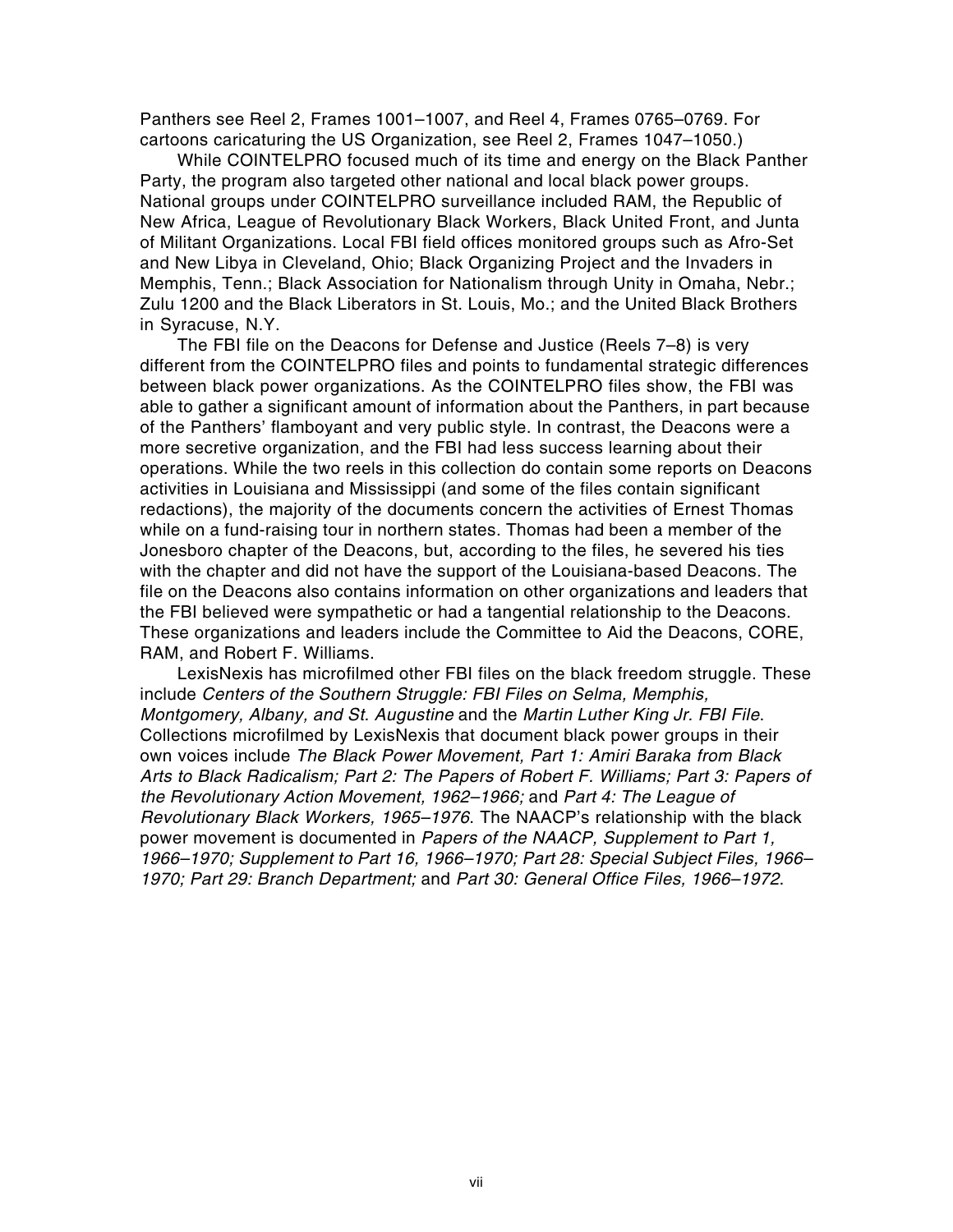Panthers see Reel 2, Frames 1001–1007, and Reel 4, Frames 0765–0769. For cartoons caricaturing the US Organization, see Reel 2, Frames 1047–1050.)

While COINTELPRO focused much of its time and energy on the Black Panther Party, the program also targeted other national and local black power groups. National groups under COINTELPRO surveillance included RAM, the Republic of New Africa, League of Revolutionary Black Workers, Black United Front, and Junta of Militant Organizations. Local FBI field offices monitored groups such as Afro-Set and New Libya in Cleveland, Ohio; Black Organizing Project and the Invaders in Memphis, Tenn.; Black Association for Nationalism through Unity in Omaha, Nebr.; Zulu 1200 and the Black Liberators in St. Louis, Mo.; and the United Black Brothers in Syracuse, N.Y.

The FBI file on the Deacons for Defense and Justice (Reels 7–8) is very different from the COINTELPRO files and points to fundamental strategic differences between black power organizations. As the COINTELPRO files show, the FBI was able to gather a significant amount of information about the Panthers, in part because of the Panthers' flamboyant and very public style. In contrast, the Deacons were a more secretive organization, and the FBI had less success learning about their operations. While the two reels in this collection do contain some reports on Deacons activities in Louisiana and Mississippi (and some of the files contain significant redactions), the majority of the documents concern the activities of Ernest Thomas while on a fund-raising tour in northern states. Thomas had been a member of the Jonesboro chapter of the Deacons, but, according to the files, he severed his ties with the chapter and did not have the support of the Louisiana-based Deacons. The file on the Deacons also contains information on other organizations and leaders that the FBI believed were sympathetic or had a tangential relationship to the Deacons. These organizations and leaders include the Committee to Aid the Deacons, CORE, RAM, and Robert F. Williams.

LexisNexis has microfilmed other FBI files on the black freedom struggle. These include *Centers of the Southern Struggle: FBI Files on Selma, Memphis, Montgomery, Albany, and St. Augustine* and the *Martin Luther King Jr. FBI File*. Collections microfilmed by LexisNexis that document black power groups in their own voices include *The Black Power Movement, Part 1: Amiri Baraka from Black Arts to Black Radicalism; Part 2: The Papers of Robert F. Williams; Part 3: Papers of the Revolutionary Action Movement, 1962–1966;* and *Part 4: The League of Revolutionary Black Workers, 1965–1976*. The NAACP's relationship with the black power movement is documented in *Papers of the NAACP, Supplement to Part 1, 1966–1970; Supplement to Part 16, 1966–1970; Part 28: Special Subject Files, 1966–1970; Part 29: Branch Department;* and *Part 30: General Office Files, 1966–1972*.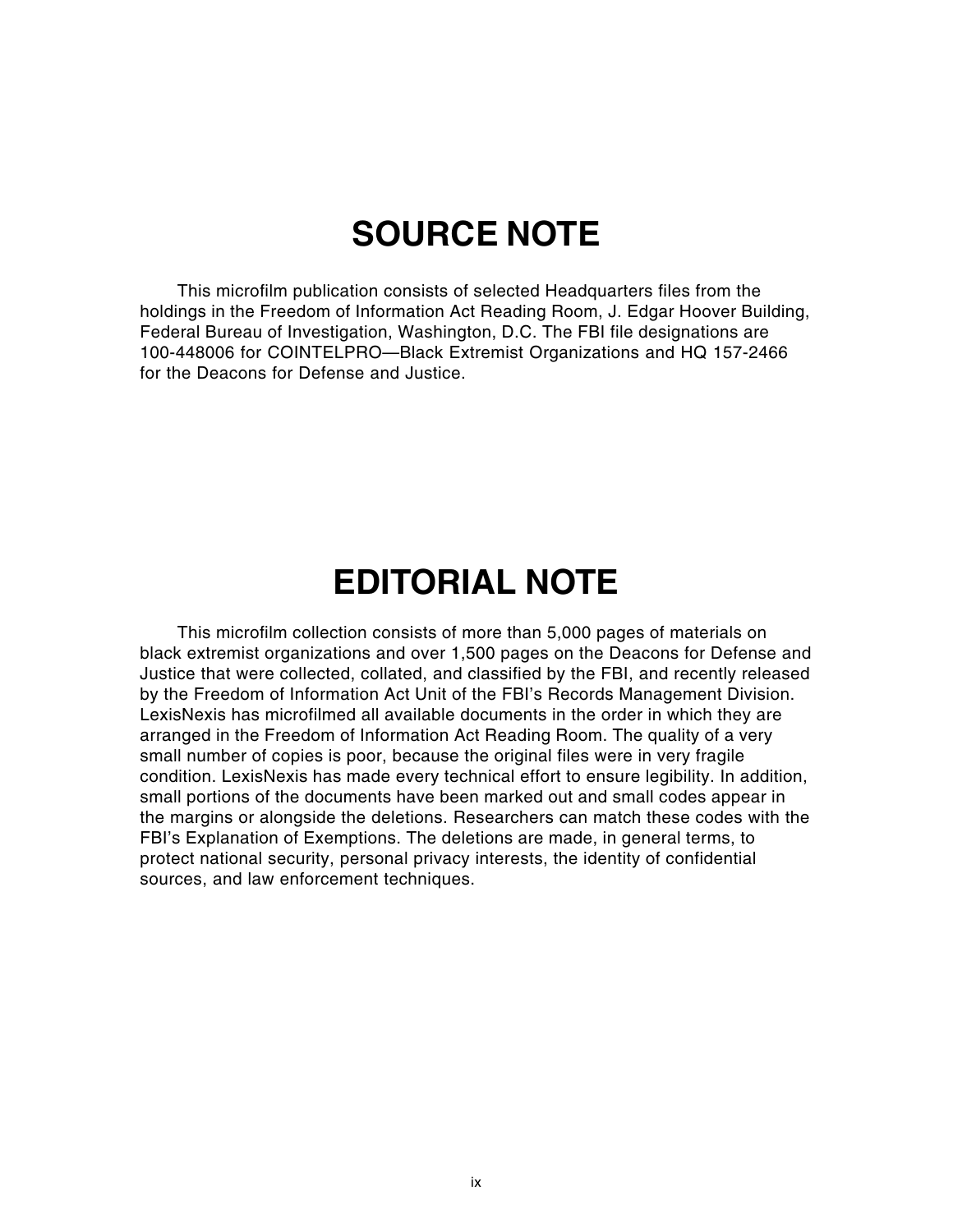# SOURCE NOTE

This microfilm publication consists of selected Headquarters files from the holdings in the Freedom of Information Act Reading Room, J. Edgar Hoover Building, Federal Bureau of Investigation, Washington, D.C. The FBI file designations are 100-448006 for COINTELPRO—Black Extremist Organizations and HQ 157-2466 for the Deacons for Defense and Justice.

# EDITORIAL NOTE

This microfilm collection consists of more than 5,000 pages of materials on black extremist organizations and over 1,500 pages on the Deacons for Defense and Justice that were collected, collated, and classified by the FBI, and recently released by the Freedom of Information Act Unit of the FBI's Records Management Division. LexisNexis has microfilmed all available documents in the order in which they are arranged in the Freedom of Information Act Reading Room. The quality of a very small number of copies is poor, because the original files were in very fragile condition. LexisNexis has made every technical effort to ensure legibility. In addition, small portions of the documents have been marked out and small codes appear in the margins or alongside the deletions. Researchers can match these codes with the FBI's Explanation of Exemptions. The deletions are made, in general terms, to protect national security, personal privacy interests, the identity of confidential sources, and law enforcement techniques.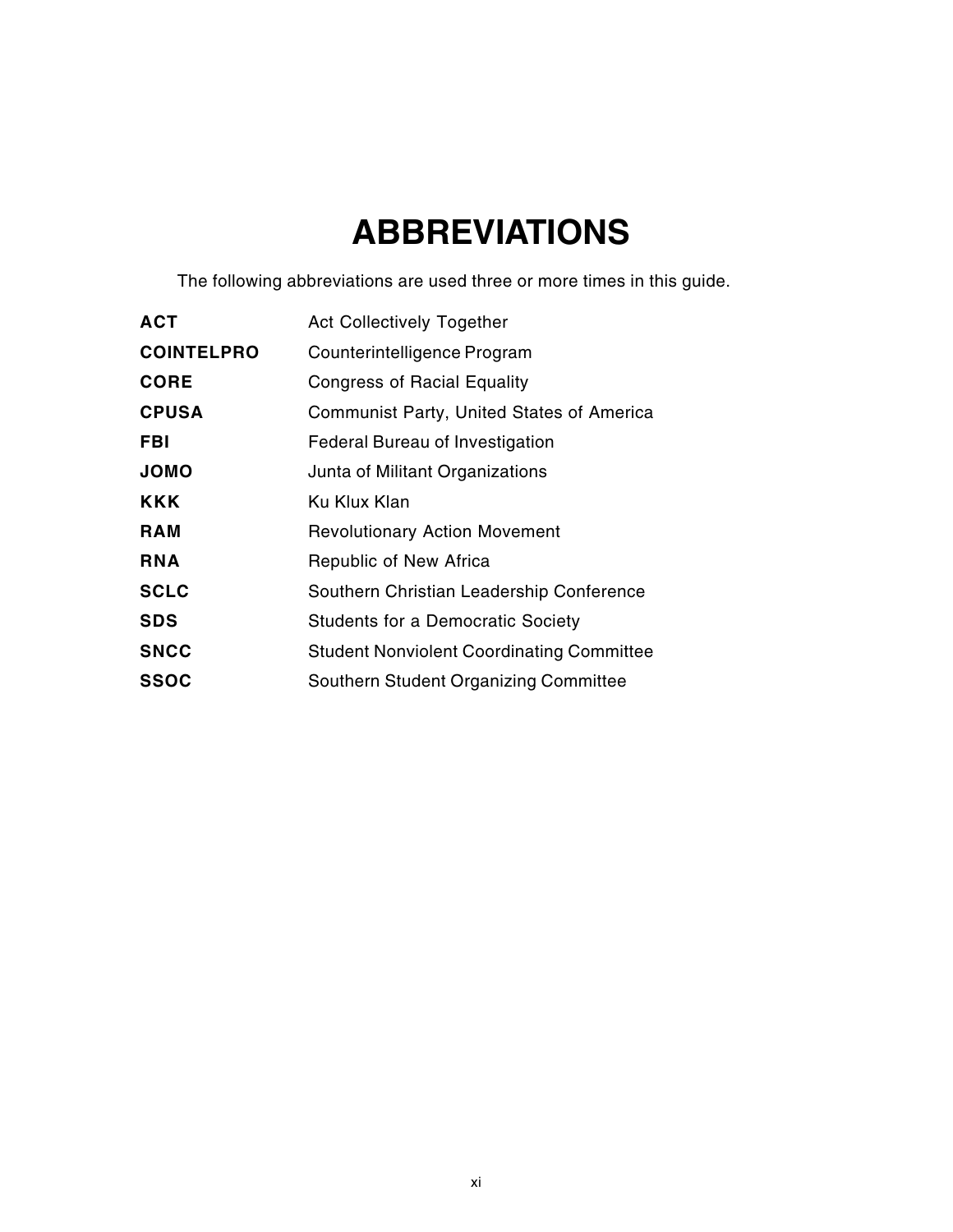# ABBREVIATIONS

The following abbreviations are used three or more times in this guide.

| | |
|---|---|
| **ACT** | Act Collectively Together |
| **COINTELPRO** | Counterintelligence Program |
| **CORE** | Congress of Racial Equality |
| **CPUSA** | Communist Party, United States of America |
| **FBI** | Federal Bureau of Investigation |
| **JOMO** | Junta of Militant Organizations |
| **KKK** | Ku Klux Klan |
| **RAM** | Revolutionary Action Movement |
| **RNA** | Republic of New Africa |
| **SCLC** | Southern Christian Leadership Conference |
| **SDS** | Students for a Democratic Society |
| **SNCC** | Student Nonviolent Coordinating Committee |
| **SSOC** | Southern Student Organizing Committee |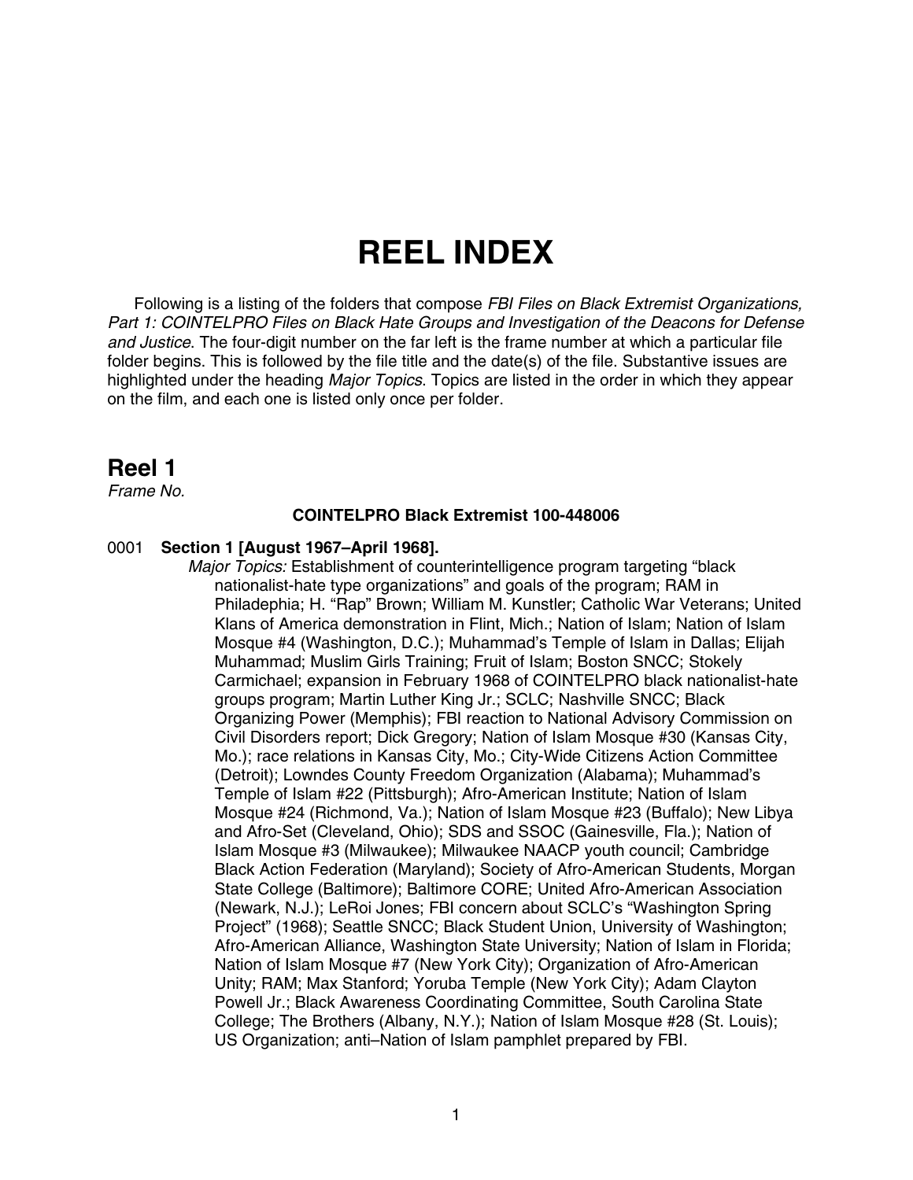# REEL INDEX

Following is a listing of the folders that compose *FBI Files on Black Extremist Organizations, Part 1: COINTELPRO Files on Black Hate Groups and Investigation of the Deacons for Defense and Justice*. The four-digit number on the far left is the frame number at which a particular file folder begins. This is followed by the file title and the date(s) of the file. Substantive issues are highlighted under the heading *Major Topics*. Topics are listed in the order in which they appear on the film, and each one is listed only once per folder.

## Reel 1

*Frame No.*

**COINTELPRO Black Extremist 100-448006**

0001 **Section 1 [August 1967–April 1968].**

*Major Topics:* Establishment of counterintelligence program targeting "black nationalist-hate type organizations" and goals of the program; RAM in Philadephia; H. "Rap" Brown; William M. Kunstler; Catholic War Veterans; United Klans of America demonstration in Flint, Mich.; Nation of Islam; Nation of Islam Mosque #4 (Washington, D.C.); Muhammad's Temple of Islam in Dallas; Elijah Muhammad; Muslim Girls Training; Fruit of Islam; Boston SNCC; Stokely Carmichael; expansion in February 1968 of COINTELPRO black nationalist-hate groups program; Martin Luther King Jr.; SCLC; Nashville SNCC; Black Organizing Power (Memphis); FBI reaction to National Advisory Commission on Civil Disorders report; Dick Gregory; Nation of Islam Mosque #30 (Kansas City, Mo.); race relations in Kansas City, Mo.; City-Wide Citizens Action Committee (Detroit); Lowndes County Freedom Organization (Alabama); Muhammad's Temple of Islam #22 (Pittsburgh); Afro-American Institute; Nation of Islam Mosque #24 (Richmond, Va.); Nation of Islam Mosque #23 (Buffalo); New Libya and Afro-Set (Cleveland, Ohio); SDS and SSOC (Gainesville, Fla.); Nation of Islam Mosque #3 (Milwaukee); Milwaukee NAACP youth council; Cambridge Black Action Federation (Maryland); Society of Afro-American Students, Morgan State College (Baltimore); Baltimore CORE; United Afro-American Association (Newark, N.J.); LeRoi Jones; FBI concern about SCLC's "Washington Spring Project" (1968); Seattle SNCC; Black Student Union, University of Washington; Afro-American Alliance, Washington State University; Nation of Islam in Florida; Nation of Islam Mosque #7 (New York City); Organization of Afro-American Unity; RAM; Max Stanford; Yoruba Temple (New York City); Adam Clayton Powell Jr.; Black Awareness Coordinating Committee, South Carolina State College; The Brothers (Albany, N.Y.); Nation of Islam Mosque #28 (St. Louis); US Organization; anti–Nation of Islam pamphlet prepared by FBI.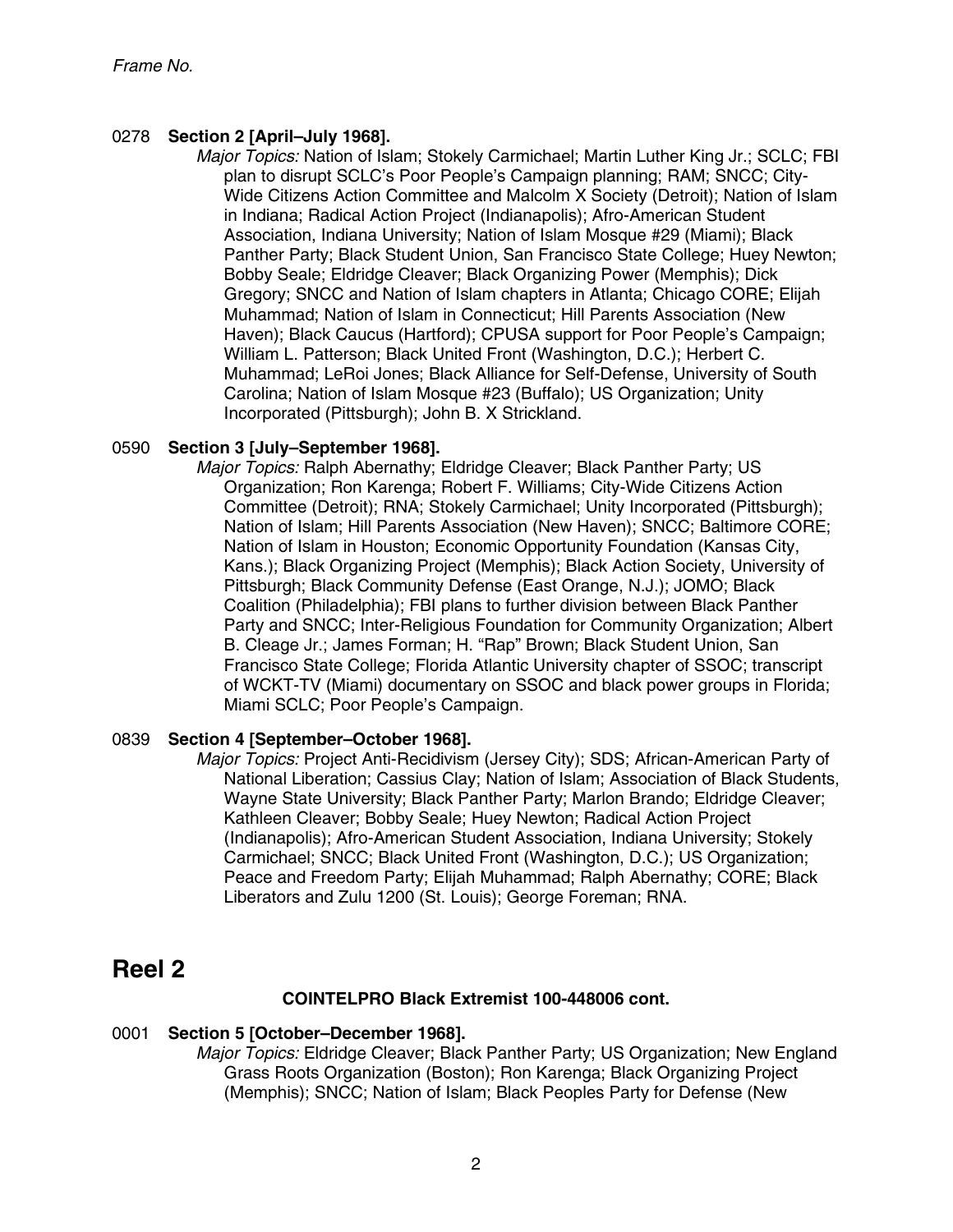*Frame No.*

0278 **Section 2 [April–July 1968].**
*Major Topics:* Nation of Islam; Stokely Carmichael; Martin Luther King Jr.; SCLC; FBI plan to disrupt SCLC's Poor People's Campaign planning; RAM; SNCC; City-Wide Citizens Action Committee and Malcolm X Society (Detroit); Nation of Islam in Indiana; Radical Action Project (Indianapolis); Afro-American Student Association, Indiana University; Nation of Islam Mosque #29 (Miami); Black Panther Party; Black Student Union, San Francisco State College; Huey Newton; Bobby Seale; Eldridge Cleaver; Black Organizing Power (Memphis); Dick Gregory; SNCC and Nation of Islam chapters in Atlanta; Chicago CORE; Elijah Muhammad; Nation of Islam in Connecticut; Hill Parents Association (New Haven); Black Caucus (Hartford); CPUSA support for Poor People's Campaign; William L. Patterson; Black United Front (Washington, D.C.); Herbert C. Muhammad; LeRoi Jones; Black Alliance for Self-Defense, University of South Carolina; Nation of Islam Mosque #23 (Buffalo); US Organization; Unity Incorporated (Pittsburgh); John B. X Strickland.

0590 **Section 3 [July–September 1968].**
*Major Topics:* Ralph Abernathy; Eldridge Cleaver; Black Panther Party; US Organization; Ron Karenga; Robert F. Williams; City-Wide Citizens Action Committee (Detroit); RNA; Stokely Carmichael; Unity Incorporated (Pittsburgh); Nation of Islam; Hill Parents Association (New Haven); SNCC; Baltimore CORE; Nation of Islam in Houston; Economic Opportunity Foundation (Kansas City, Kans.); Black Organizing Project (Memphis); Black Action Society, University of Pittsburgh; Black Community Defense (East Orange, N.J.); JOMO; Black Coalition (Philadelphia); FBI plans to further division between Black Panther Party and SNCC; Inter-Religious Foundation for Community Organization; Albert B. Cleage Jr.; James Forman; H. "Rap" Brown; Black Student Union, San Francisco State College; Florida Atlantic University chapter of SSOC; transcript of WCKT-TV (Miami) documentary on SSOC and black power groups in Florida; Miami SCLC; Poor People's Campaign.

0839 **Section 4 [September–October 1968].**
*Major Topics:* Project Anti-Recidivism (Jersey City); SDS; African-American Party of National Liberation; Cassius Clay; Nation of Islam; Association of Black Students, Wayne State University; Black Panther Party; Marlon Brando; Eldridge Cleaver; Kathleen Cleaver; Bobby Seale; Huey Newton; Radical Action Project (Indianapolis); Afro-American Student Association, Indiana University; Stokely Carmichael; SNCC; Black United Front (Washington, D.C.); US Organization; Peace and Freedom Party; Elijah Muhammad; Ralph Abernathy; CORE; Black Liberators and Zulu 1200 (St. Louis); George Foreman; RNA.

# Reel 2

**COINTELPRO Black Extremist 100-448006 cont.**

0001 **Section 5 [October–December 1968].**
*Major Topics:* Eldridge Cleaver; Black Panther Party; US Organization; New England Grass Roots Organization (Boston); Ron Karenga; Black Organizing Project (Memphis); SNCC; Nation of Islam; Black Peoples Party for Defense (New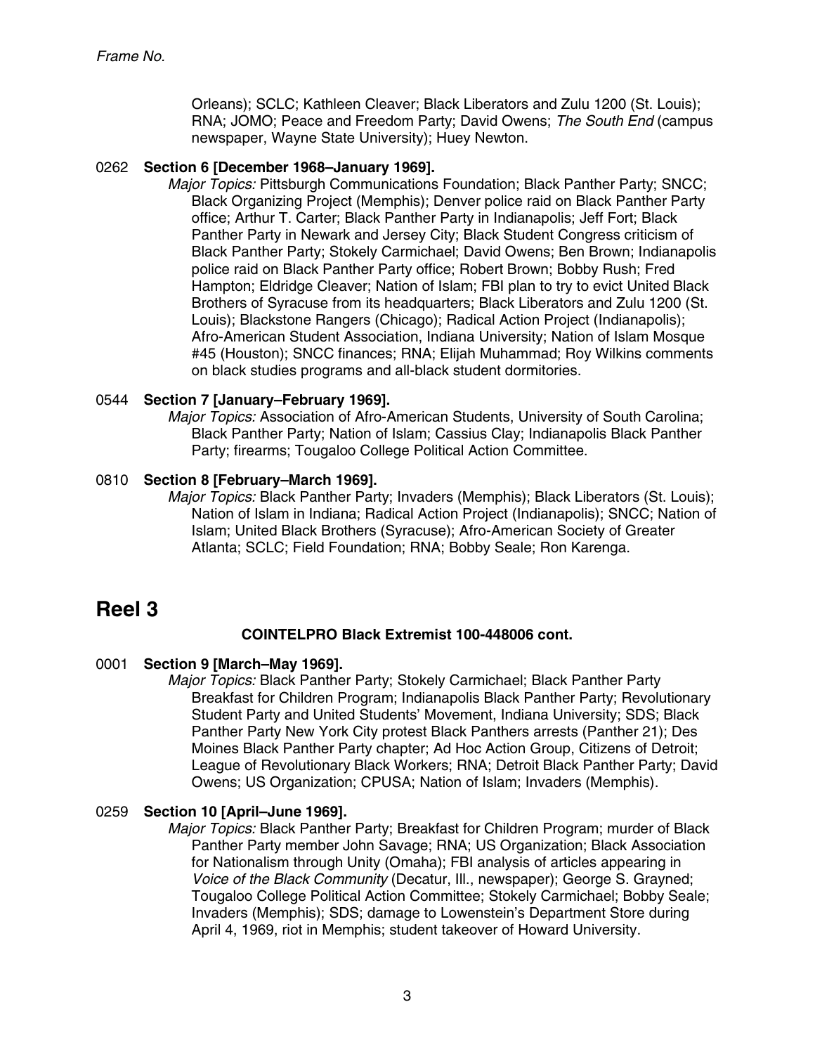*Frame No.*

Orleans); SCLC; Kathleen Cleaver; Black Liberators and Zulu 1200 (St. Louis); RNA; JOMO; Peace and Freedom Party; David Owens; *The South End* (campus newspaper, Wayne State University); Huey Newton.

0262 **Section 6 [December 1968–January 1969].**

*Major Topics:* Pittsburgh Communications Foundation; Black Panther Party; SNCC; Black Organizing Project (Memphis); Denver police raid on Black Panther Party office; Arthur T. Carter; Black Panther Party in Indianapolis; Jeff Fort; Black Panther Party in Newark and Jersey City; Black Student Congress criticism of Black Panther Party; Stokely Carmichael; David Owens; Ben Brown; Indianapolis police raid on Black Panther Party office; Robert Brown; Bobby Rush; Fred Hampton; Eldridge Cleaver; Nation of Islam; FBI plan to try to evict United Black Brothers of Syracuse from its headquarters; Black Liberators and Zulu 1200 (St. Louis); Blackstone Rangers (Chicago); Radical Action Project (Indianapolis); Afro-American Student Association, Indiana University; Nation of Islam Mosque #45 (Houston); SNCC finances; RNA; Elijah Muhammad; Roy Wilkins comments on black studies programs and all-black student dormitories.

0544 **Section 7 [January–February 1969].**

*Major Topics:* Association of Afro-American Students, University of South Carolina; Black Panther Party; Nation of Islam; Cassius Clay; Indianapolis Black Panther Party; firearms; Tougaloo College Political Action Committee.

0810 **Section 8 [February–March 1969].**

*Major Topics:* Black Panther Party; Invaders (Memphis); Black Liberators (St. Louis); Nation of Islam in Indiana; Radical Action Project (Indianapolis); SNCC; Nation of Islam; United Black Brothers (Syracuse); Afro-American Society of Greater Atlanta; SCLC; Field Foundation; RNA; Bobby Seale; Ron Karenga.

# Reel 3

**COINTELPRO Black Extremist 100-448006 cont.**

0001 **Section 9 [March–May 1969].**

*Major Topics:* Black Panther Party; Stokely Carmichael; Black Panther Party Breakfast for Children Program; Indianapolis Black Panther Party; Revolutionary Student Party and United Students' Movement, Indiana University; SDS; Black Panther Party New York City protest Black Panthers arrests (Panther 21); Des Moines Black Panther Party chapter; Ad Hoc Action Group, Citizens of Detroit; League of Revolutionary Black Workers; RNA; Detroit Black Panther Party; David Owens; US Organization; CPUSA; Nation of Islam; Invaders (Memphis).

0259 **Section 10 [April–June 1969].**

*Major Topics:* Black Panther Party; Breakfast for Children Program; murder of Black Panther Party member John Savage; RNA; US Organization; Black Association for Nationalism through Unity (Omaha); FBI analysis of articles appearing in *Voice of the Black Community* (Decatur, Ill., newspaper); George S. Grayned; Tougaloo College Political Action Committee; Stokely Carmichael; Bobby Seale; Invaders (Memphis); SDS; damage to Lowenstein's Department Store during April 4, 1969, riot in Memphis; student takeover of Howard University.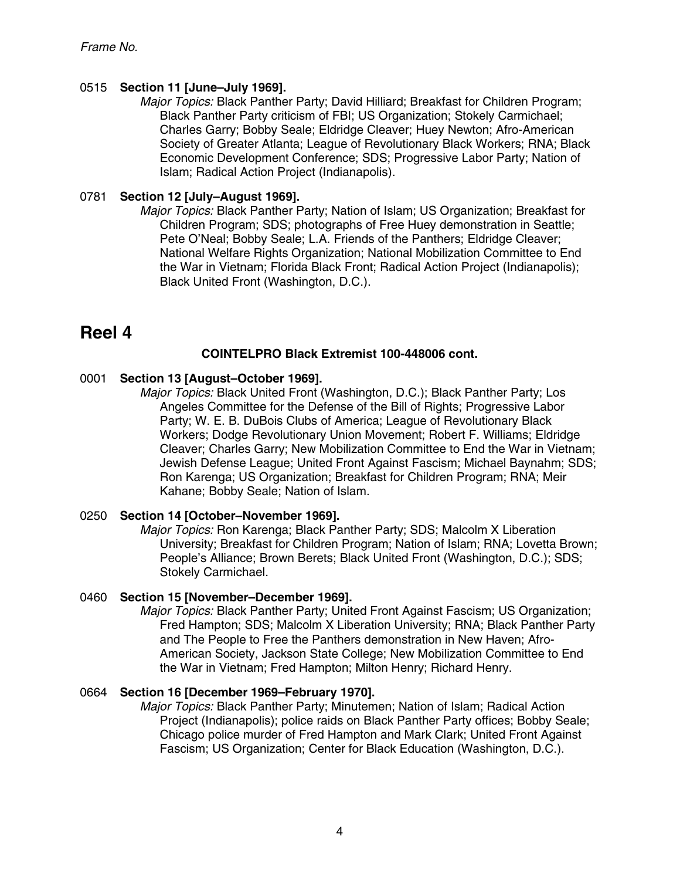*Frame No.*

0515 **Section 11 [June–July 1969].**
*Major Topics:* Black Panther Party; David Hilliard; Breakfast for Children Program; Black Panther Party criticism of FBI; US Organization; Stokely Carmichael; Charles Garry; Bobby Seale; Eldridge Cleaver; Huey Newton; Afro-American Society of Greater Atlanta; League of Revolutionary Black Workers; RNA; Black Economic Development Conference; SDS; Progressive Labor Party; Nation of Islam; Radical Action Project (Indianapolis).

0781 **Section 12 [July–August 1969].**
*Major Topics:* Black Panther Party; Nation of Islam; US Organization; Breakfast for Children Program; SDS; photographs of Free Huey demonstration in Seattle; Pete O'Neal; Bobby Seale; L.A. Friends of the Panthers; Eldridge Cleaver; National Welfare Rights Organization; National Mobilization Committee to End the War in Vietnam; Florida Black Front; Radical Action Project (Indianapolis); Black United Front (Washington, D.C.).

# Reel 4

**COINTELPRO Black Extremist 100-448006 cont.**

0001 **Section 13 [August–October 1969].**
*Major Topics:* Black United Front (Washington, D.C.); Black Panther Party; Los Angeles Committee for the Defense of the Bill of Rights; Progressive Labor Party; W. E. B. DuBois Clubs of America; League of Revolutionary Black Workers; Dodge Revolutionary Union Movement; Robert F. Williams; Eldridge Cleaver; Charles Garry; New Mobilization Committee to End the War in Vietnam; Jewish Defense League; United Front Against Fascism; Michael Baynahm; SDS; Ron Karenga; US Organization; Breakfast for Children Program; RNA; Meir Kahane; Bobby Seale; Nation of Islam.

0250 **Section 14 [October–November 1969].**
*Major Topics:* Ron Karenga; Black Panther Party; SDS; Malcolm X Liberation University; Breakfast for Children Program; Nation of Islam; RNA; Lovetta Brown; People's Alliance; Brown Berets; Black United Front (Washington, D.C.); SDS; Stokely Carmichael.

0460 **Section 15 [November–December 1969].**
*Major Topics:* Black Panther Party; United Front Against Fascism; US Organization; Fred Hampton; SDS; Malcolm X Liberation University; RNA; Black Panther Party and The People to Free the Panthers demonstration in New Haven; Afro-American Society, Jackson State College; New Mobilization Committee to End the War in Vietnam; Fred Hampton; Milton Henry; Richard Henry.

0664 **Section 16 [December 1969–February 1970].**
*Major Topics:* Black Panther Party; Minutemen; Nation of Islam; Radical Action Project (Indianapolis); police raids on Black Panther Party offices; Bobby Seale; Chicago police murder of Fred Hampton and Mark Clark; United Front Against Fascism; US Organization; Center for Black Education (Washington, D.C.).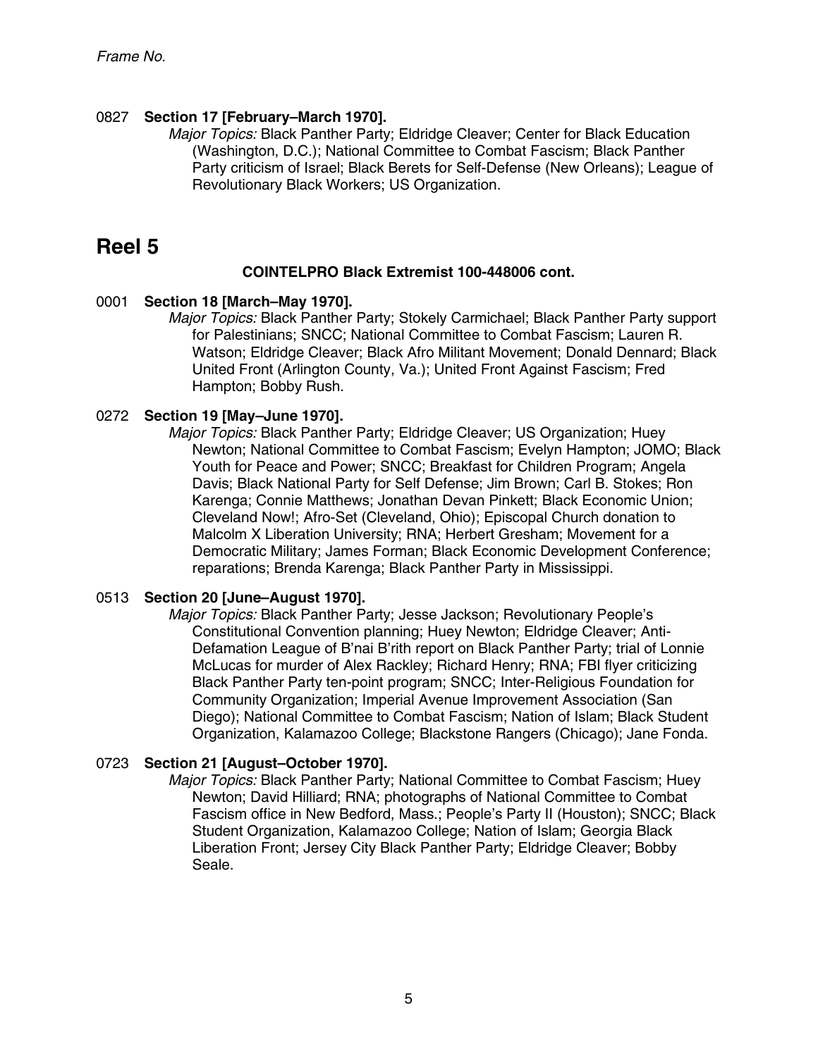*Frame No.*

0827 **Section 17 [February–March 1970].**
*Major Topics:* Black Panther Party; Eldridge Cleaver; Center for Black Education (Washington, D.C.); National Committee to Combat Fascism; Black Panther Party criticism of Israel; Black Berets for Self-Defense (New Orleans); League of Revolutionary Black Workers; US Organization.

# Reel 5

### COINTELPRO Black Extremist 100-448006 cont.

0001 **Section 18 [March–May 1970].**
*Major Topics:* Black Panther Party; Stokely Carmichael; Black Panther Party support for Palestinians; SNCC; National Committee to Combat Fascism; Lauren R. Watson; Eldridge Cleaver; Black Afro Militant Movement; Donald Dennard; Black United Front (Arlington County, Va.); United Front Against Fascism; Fred Hampton; Bobby Rush.

0272 **Section 19 [May–June 1970].**
*Major Topics:* Black Panther Party; Eldridge Cleaver; US Organization; Huey Newton; National Committee to Combat Fascism; Evelyn Hampton; JOMO; Black Youth for Peace and Power; SNCC; Breakfast for Children Program; Angela Davis; Black National Party for Self Defense; Jim Brown; Carl B. Stokes; Ron Karenga; Connie Matthews; Jonathan Devan Pinkett; Black Economic Union; Cleveland Now!; Afro-Set (Cleveland, Ohio); Episcopal Church donation to Malcolm X Liberation University; RNA; Herbert Gresham; Movement for a Democratic Military; James Forman; Black Economic Development Conference; reparations; Brenda Karenga; Black Panther Party in Mississippi.

0513 **Section 20 [June–August 1970].**
*Major Topics:* Black Panther Party; Jesse Jackson; Revolutionary People's Constitutional Convention planning; Huey Newton; Eldridge Cleaver; Anti-Defamation League of B'nai B'rith report on Black Panther Party; trial of Lonnie McLucas for murder of Alex Rackley; Richard Henry; RNA; FBI flyer criticizing Black Panther Party ten-point program; SNCC; Inter-Religious Foundation for Community Organization; Imperial Avenue Improvement Association (San Diego); National Committee to Combat Fascism; Nation of Islam; Black Student Organization, Kalamazoo College; Blackstone Rangers (Chicago); Jane Fonda.

0723 **Section 21 [August–October 1970].**
*Major Topics:* Black Panther Party; National Committee to Combat Fascism; Huey Newton; David Hilliard; RNA; photographs of National Committee to Combat Fascism office in New Bedford, Mass.; People's Party II (Houston); SNCC; Black Student Organization, Kalamazoo College; Nation of Islam; Georgia Black Liberation Front; Jersey City Black Panther Party; Eldridge Cleaver; Bobby Seale.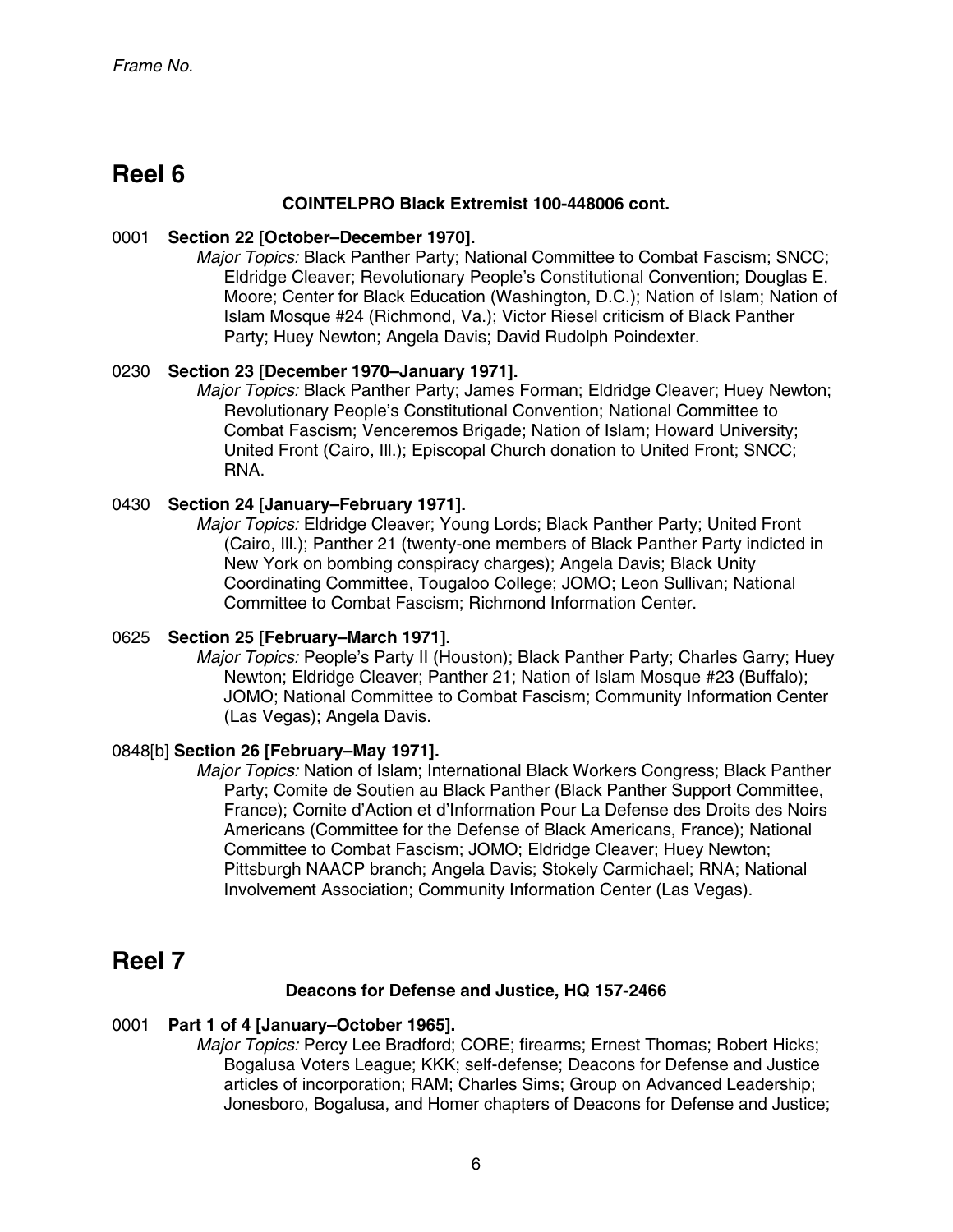*Frame No.*

# Reel 6

**COINTELPRO Black Extremist 100-448006 cont.**

0001 **Section 22 [October–December 1970].**
*Major Topics:* Black Panther Party; National Committee to Combat Fascism; SNCC; Eldridge Cleaver; Revolutionary People's Constitutional Convention; Douglas E. Moore; Center for Black Education (Washington, D.C.); Nation of Islam; Nation of Islam Mosque #24 (Richmond, Va.); Victor Riesel criticism of Black Panther Party; Huey Newton; Angela Davis; David Rudolph Poindexter.

0230 **Section 23 [December 1970–January 1971].**
*Major Topics:* Black Panther Party; James Forman; Eldridge Cleaver; Huey Newton; Revolutionary People's Constitutional Convention; National Committee to Combat Fascism; Venceremos Brigade; Nation of Islam; Howard University; United Front (Cairo, Ill.); Episcopal Church donation to United Front; SNCC; RNA.

0430 **Section 24 [January–February 1971].**
*Major Topics:* Eldridge Cleaver; Young Lords; Black Panther Party; United Front (Cairo, Ill.); Panther 21 (twenty-one members of Black Panther Party indicted in New York on bombing conspiracy charges); Angela Davis; Black Unity Coordinating Committee, Tougaloo College; JOMO; Leon Sullivan; National Committee to Combat Fascism; Richmond Information Center.

0625 **Section 25 [February–March 1971].**
*Major Topics:* People's Party II (Houston); Black Panther Party; Charles Garry; Huey Newton; Eldridge Cleaver; Panther 21; Nation of Islam Mosque #23 (Buffalo); JOMO; National Committee to Combat Fascism; Community Information Center (Las Vegas); Angela Davis.

0848[b] **Section 26 [February–May 1971].**
*Major Topics:* Nation of Islam; International Black Workers Congress; Black Panther Party; Comite de Soutien au Black Panther (Black Panther Support Committee, France); Comite d'Action et d'Information Pour La Defense des Droits des Noirs Americans (Committee for the Defense of Black Americans, France); National Committee to Combat Fascism; JOMO; Eldridge Cleaver; Huey Newton; Pittsburgh NAACP branch; Angela Davis; Stokely Carmichael; RNA; National Involvement Association; Community Information Center (Las Vegas).

# Reel 7

**Deacons for Defense and Justice, HQ 157-2466**

0001 **Part 1 of 4 [January–October 1965].**
*Major Topics:* Percy Lee Bradford; CORE; firearms; Ernest Thomas; Robert Hicks; Bogalusa Voters League; KKK; self-defense; Deacons for Defense and Justice articles of incorporation; RAM; Charles Sims; Group on Advanced Leadership; Jonesboro, Bogalusa, and Homer chapters of Deacons for Defense and Justice;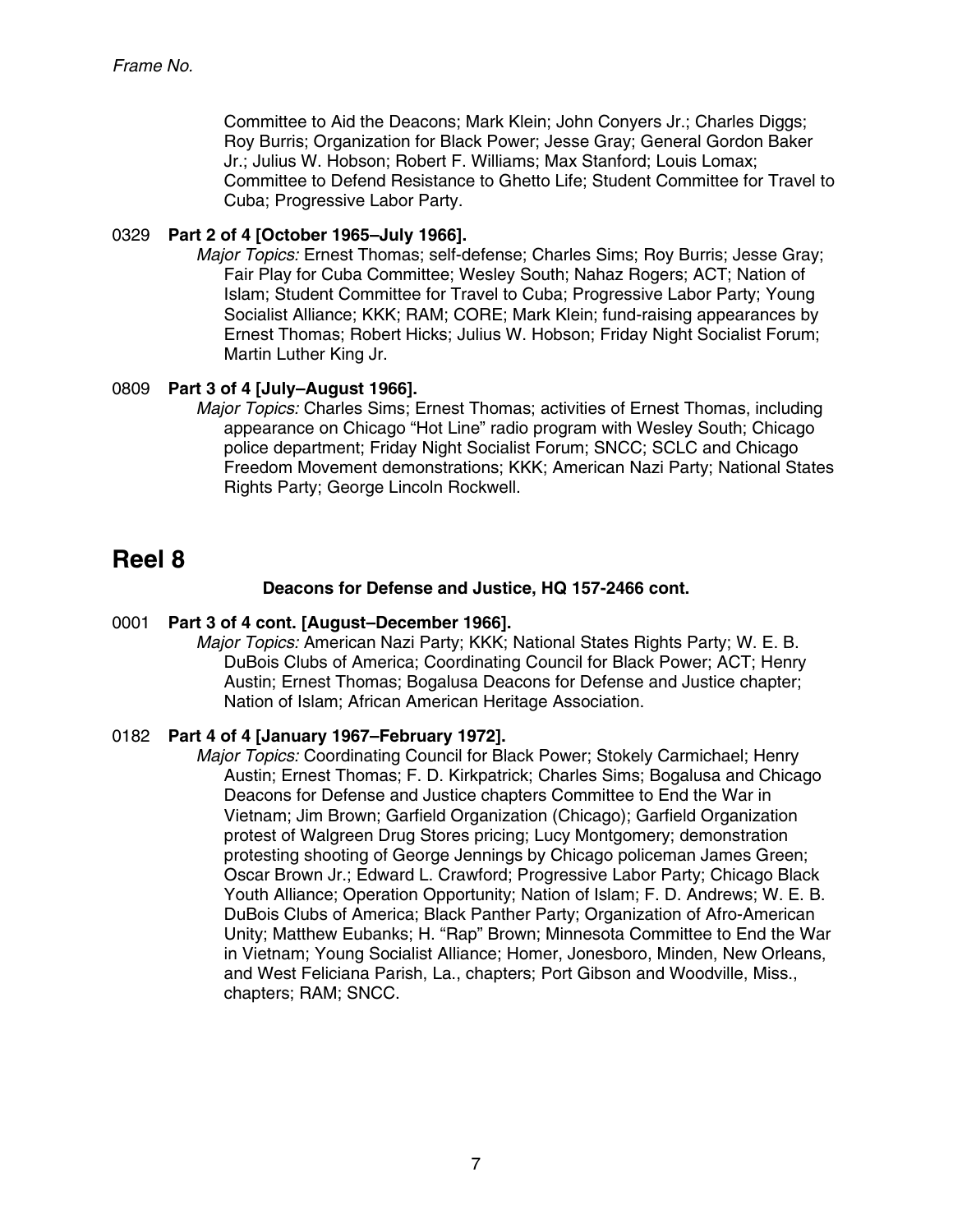*Frame No.*

Committee to Aid the Deacons; Mark Klein; John Conyers Jr.; Charles Diggs; Roy Burris; Organization for Black Power; Jesse Gray; General Gordon Baker Jr.; Julius W. Hobson; Robert F. Williams; Max Stanford; Louis Lomax; Committee to Defend Resistance to Ghetto Life; Student Committee for Travel to Cuba; Progressive Labor Party.

0329 **Part 2 of 4 [October 1965–July 1966].**
*Major Topics:* Ernest Thomas; self-defense; Charles Sims; Roy Burris; Jesse Gray; Fair Play for Cuba Committee; Wesley South; Nahaz Rogers; ACT; Nation of Islam; Student Committee for Travel to Cuba; Progressive Labor Party; Young Socialist Alliance; KKK; RAM; CORE; Mark Klein; fund-raising appearances by Ernest Thomas; Robert Hicks; Julius W. Hobson; Friday Night Socialist Forum; Martin Luther King Jr.

0809 **Part 3 of 4 [July–August 1966].**
*Major Topics:* Charles Sims; Ernest Thomas; activities of Ernest Thomas, including appearance on Chicago "Hot Line" radio program with Wesley South; Chicago police department; Friday Night Socialist Forum; SNCC; SCLC and Chicago Freedom Movement demonstrations; KKK; American Nazi Party; National States Rights Party; George Lincoln Rockwell.

# Reel 8

**Deacons for Defense and Justice, HQ 157-2466 cont.**

0001 **Part 3 of 4 cont. [August–December 1966].**
*Major Topics:* American Nazi Party; KKK; National States Rights Party; W. E. B. DuBois Clubs of America; Coordinating Council for Black Power; ACT; Henry Austin; Ernest Thomas; Bogalusa Deacons for Defense and Justice chapter; Nation of Islam; African American Heritage Association.

0182 **Part 4 of 4 [January 1967–February 1972].**
*Major Topics:* Coordinating Council for Black Power; Stokely Carmichael; Henry Austin; Ernest Thomas; F. D. Kirkpatrick; Charles Sims; Bogalusa and Chicago Deacons for Defense and Justice chapters Committee to End the War in Vietnam; Jim Brown; Garfield Organization (Chicago); Garfield Organization protest of Walgreen Drug Stores pricing; Lucy Montgomery; demonstration protesting shooting of George Jennings by Chicago policeman James Green; Oscar Brown Jr.; Edward L. Crawford; Progressive Labor Party; Chicago Black Youth Alliance; Operation Opportunity; Nation of Islam; F. D. Andrews; W. E. B. DuBois Clubs of America; Black Panther Party; Organization of Afro-American Unity; Matthew Eubanks; H. "Rap" Brown; Minnesota Committee to End the War in Vietnam; Young Socialist Alliance; Homer, Jonesboro, Minden, New Orleans, and West Feliciana Parish, La., chapters; Port Gibson and Woodville, Miss., chapters; RAM; SNCC.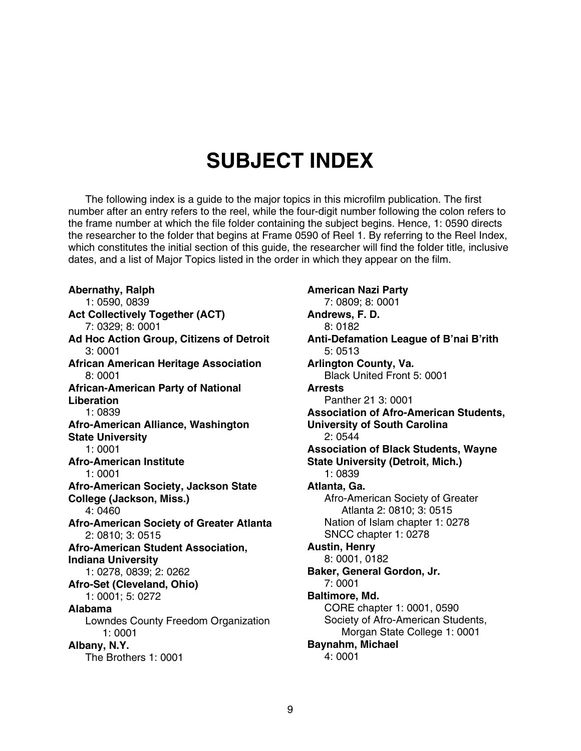# SUBJECT INDEX

The following index is a guide to the major topics in this microfilm publication. The first number after an entry refers to the reel, while the four-digit number following the colon refers to the frame number at which the file folder containing the subject begins. Hence, 1: 0590 directs the researcher to the folder that begins at Frame 0590 of Reel 1. By referring to the Reel Index, which constitutes the initial section of this guide, the researcher will find the folder title, inclusive dates, and a list of Major Topics listed in the order in which they appear on the film.

**Abernathy, Ralph**
1: 0590, 0839

**Act Collectively Together (ACT)**
7: 0329; 8: 0001

**Ad Hoc Action Group, Citizens of Detroit**
3: 0001

**African American Heritage Association**
8: 0001

**African-American Party of National Liberation**
1: 0839

**Afro-American Alliance, Washington State University**
1: 0001

**Afro-American Institute**
1: 0001

**Afro-American Society, Jackson State College (Jackson, Miss.)**
4: 0460

**Afro-American Society of Greater Atlanta**
2: 0810; 3: 0515

**Afro-American Student Association, Indiana University**
1: 0278, 0839; 2: 0262

**Afro-Set (Cleveland, Ohio)**
1: 0001; 5: 0272

**Alabama**
Lowndes County Freedom Organization 1: 0001

**Albany, N.Y.**
The Brothers 1: 0001

**American Nazi Party**
7: 0809; 8: 0001

**Andrews, F. D.**
8: 0182

**Anti-Defamation League of B'nai B'rith**
5: 0513

**Arlington County, Va.**
Black United Front 5: 0001

**Arrests**
Panther 21 3: 0001

**Association of Afro-American Students, University of South Carolina**
2: 0544

**Association of Black Students, Wayne State University (Detroit, Mich.)**
1: 0839

**Atlanta, Ga.**
Afro-American Society of Greater Atlanta 2: 0810; 3: 0515
Nation of Islam chapter 1: 0278
SNCC chapter 1: 0278

**Austin, Henry**
8: 0001, 0182

**Baker, General Gordon, Jr.**
7: 0001

**Baltimore, Md.**
CORE chapter 1: 0001, 0590
Society of Afro-American Students, Morgan State College 1: 0001

**Baynahm, Michael**
4: 0001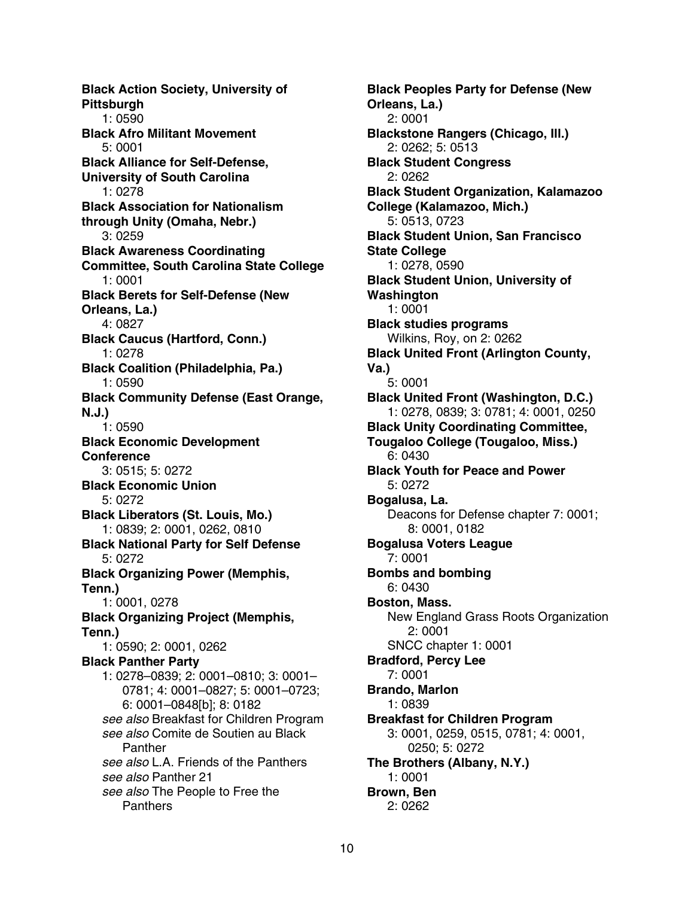**Black Action Society, University of Pittsburgh**
1: 0590

**Black Afro Militant Movement**
5: 0001

**Black Alliance for Self-Defense, University of South Carolina**
1: 0278

**Black Association for Nationalism through Unity (Omaha, Nebr.)**
3: 0259

**Black Awareness Coordinating Committee, South Carolina State College**
1: 0001

**Black Berets for Self-Defense (New Orleans, La.)**
4: 0827

**Black Caucus (Hartford, Conn.)**
1: 0278

**Black Coalition (Philadelphia, Pa.)**
1: 0590

**Black Community Defense (East Orange, N.J.)**
1: 0590

**Black Economic Development Conference**
3: 0515; 5: 0272

**Black Economic Union**
5: 0272

**Black Liberators (St. Louis, Mo.)**
1: 0839; 2: 0001, 0262, 0810

**Black National Party for Self Defense**
5: 0272

**Black Organizing Power (Memphis, Tenn.)**
1: 0001, 0278

**Black Organizing Project (Memphis, Tenn.)**
1: 0590; 2: 0001, 0262

**Black Panther Party**
1: 0278–0839; 2: 0001–0810; 3: 0001–0781; 4: 0001–0827; 5: 0001–0723; 6: 0001–0848[b]; 8: 0182
*see also* Breakfast for Children Program
*see also* Comite de Soutien au Black Panther
*see also* L.A. Friends of the Panthers
*see also* Panther 21
*see also* The People to Free the Panthers

**Black Peoples Party for Defense (New Orleans, La.)**
2: 0001

**Blackstone Rangers (Chicago, Ill.)**
2: 0262; 5: 0513

**Black Student Congress**
2: 0262

**Black Student Organization, Kalamazoo College (Kalamazoo, Mich.)**
5: 0513, 0723

**Black Student Union, San Francisco State College**
1: 0278, 0590

**Black Student Union, University of Washington**
1: 0001

**Black studies programs**
Wilkins, Roy, on 2: 0262

**Black United Front (Arlington County, Va.)**
5: 0001

**Black United Front (Washington, D.C.)**
1: 0278, 0839; 3: 0781; 4: 0001, 0250

**Black Unity Coordinating Committee, Tougaloo College (Tougaloo, Miss.)**
6: 0430

**Black Youth for Peace and Power**
5: 0272

**Bogalusa, La.**
Deacons for Defense chapter 7: 0001; 8: 0001, 0182

**Bogalusa Voters League**
7: 0001

**Bombs and bombing**
6: 0430

**Boston, Mass.**
New England Grass Roots Organization 2: 0001
SNCC chapter 1: 0001

**Bradford, Percy Lee**
7: 0001

**Brando, Marlon**
1: 0839

**Breakfast for Children Program**
3: 0001, 0259, 0515, 0781; 4: 0001, 0250; 5: 0272

**The Brothers (Albany, N.Y.)**
1: 0001

**Brown, Ben**
2: 0262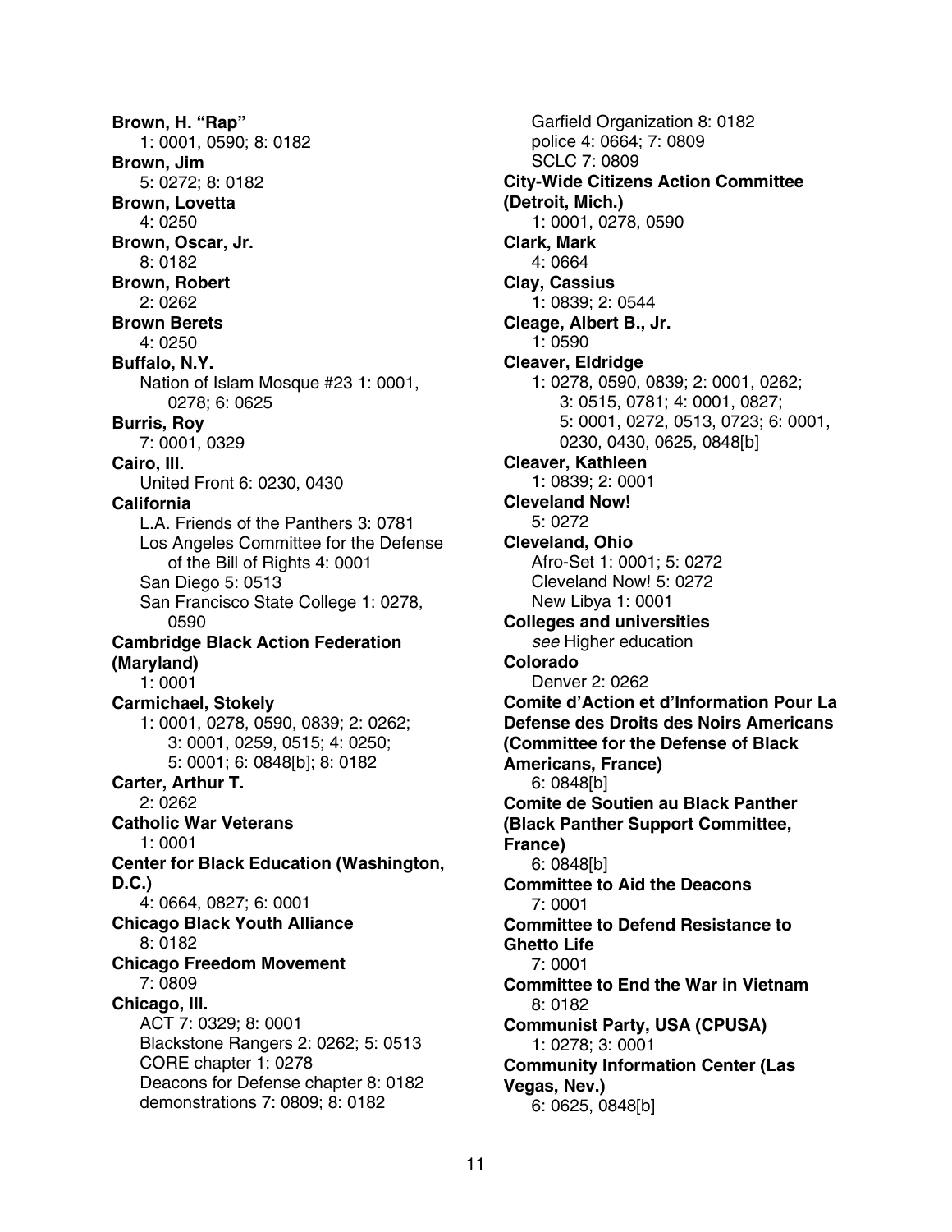**Brown, H. "Rap"**
1: 0001, 0590; 8: 0182

**Brown, Jim**
5: 0272; 8: 0182

**Brown, Lovetta**
4: 0250

**Brown, Oscar, Jr.**
8: 0182

**Brown, Robert**
2: 0262

**Brown Berets**
4: 0250

**Buffalo, N.Y.**
Nation of Islam Mosque #23 1: 0001, 0278; 6: 0625

**Burris, Roy**
7: 0001, 0329

**Cairo, Ill.**
United Front 6: 0230, 0430

**California**
L.A. Friends of the Panthers 3: 0781
Los Angeles Committee for the Defense of the Bill of Rights 4: 0001
San Diego 5: 0513
San Francisco State College 1: 0278, 0590

**Cambridge Black Action Federation (Maryland)**
1: 0001

**Carmichael, Stokely**
1: 0001, 0278, 0590, 0839; 2: 0262; 3: 0001, 0259, 0515; 4: 0250; 5: 0001; 6: 0848[b]; 8: 0182

**Carter, Arthur T.**
2: 0262

**Catholic War Veterans**
1: 0001

**Center for Black Education (Washington, D.C.)**
4: 0664, 0827; 6: 0001

**Chicago Black Youth Alliance**
8: 0182

**Chicago Freedom Movement**
7: 0809

**Chicago, Ill.**
ACT 7: 0329; 8: 0001
Blackstone Rangers 2: 0262; 5: 0513
CORE chapter 1: 0278
Deacons for Defense chapter 8: 0182
demonstrations 7: 0809; 8: 0182
Garfield Organization 8: 0182
police 4: 0664; 7: 0809
SCLC 7: 0809

**City-Wide Citizens Action Committee (Detroit, Mich.)**
1: 0001, 0278, 0590

**Clark, Mark**
4: 0664

**Clay, Cassius**
1: 0839; 2: 0544

**Cleage, Albert B., Jr.**
1: 0590

**Cleaver, Eldridge**
1: 0278, 0590, 0839; 2: 0001, 0262; 3: 0515, 0781; 4: 0001, 0827; 5: 0001, 0272, 0513, 0723; 6: 0001, 0230, 0430, 0625, 0848[b]

**Cleaver, Kathleen**
1: 0839; 2: 0001

**Cleveland Now!**
5: 0272

**Cleveland, Ohio**
Afro-Set 1: 0001; 5: 0272
Cleveland Now! 5: 0272
New Libya 1: 0001

**Colleges and universities**
*see* Higher education

**Colorado**
Denver 2: 0262

**Comite d'Action et d'Information Pour La Defense des Droits des Noirs Americans (Committee for the Defense of Black Americans, France)**
6: 0848[b]

**Comite de Soutien au Black Panther (Black Panther Support Committee, France)**
6: 0848[b]

**Committee to Aid the Deacons**
7: 0001

**Committee to Defend Resistance to Ghetto Life**
7: 0001

**Committee to End the War in Vietnam**
8: 0182

**Communist Party, USA (CPUSA)**
1: 0278; 3: 0001

**Community Information Center (Las Vegas, Nev.)**
6: 0625, 0848[b]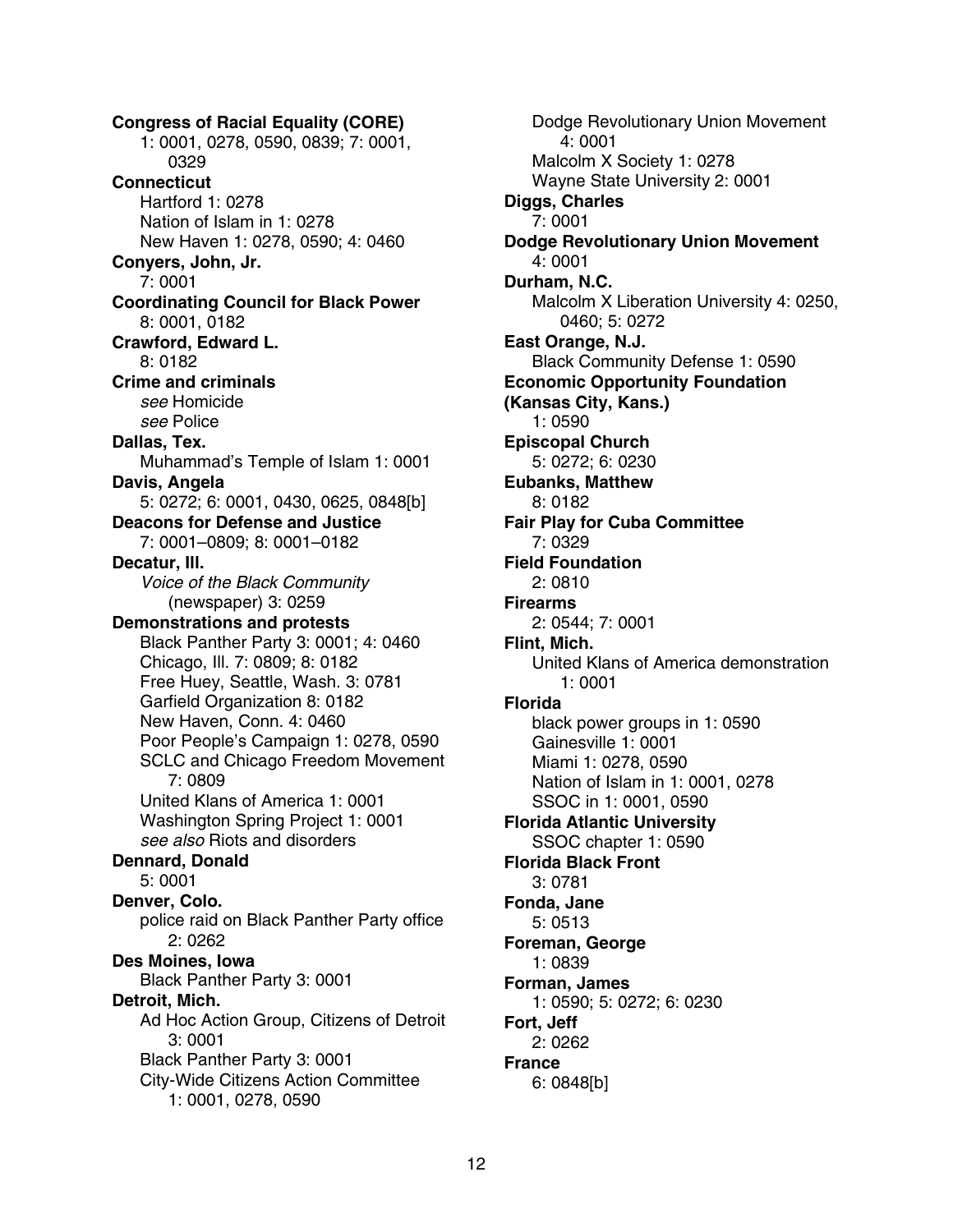**Congress of Racial Equality (CORE)**
1: 0001, 0278, 0590, 0839; 7: 0001, 0329

**Connecticut**
Hartford 1: 0278
Nation of Islam in 1: 0278
New Haven 1: 0278, 0590; 4: 0460

**Conyers, John, Jr.**
7: 0001

**Coordinating Council for Black Power**
8: 0001, 0182

**Crawford, Edward L.**
8: 0182

**Crime and criminals**
*see* Homicide
*see* Police

**Dallas, Tex.**
Muhammad's Temple of Islam 1: 0001

**Davis, Angela**
5: 0272; 6: 0001, 0430, 0625, 0848[b]

**Deacons for Defense and Justice**
7: 0001–0809; 8: 0001–0182

**Decatur, Ill.**
*Voice of the Black Community* (newspaper) 3: 0259

**Demonstrations and protests**
Black Panther Party 3: 0001; 4: 0460
Chicago, Ill. 7: 0809; 8: 0182
Free Huey, Seattle, Wash. 3: 0781
Garfield Organization 8: 0182
New Haven, Conn. 4: 0460
Poor People's Campaign 1: 0278, 0590
SCLC and Chicago Freedom Movement 7: 0809
United Klans of America 1: 0001
Washington Spring Project 1: 0001
*see also* Riots and disorders

**Dennard, Donald**
5: 0001

**Denver, Colo.**
police raid on Black Panther Party office 2: 0262

**Des Moines, Iowa**
Black Panther Party 3: 0001

**Detroit, Mich.**
Ad Hoc Action Group, Citizens of Detroit 3: 0001
Black Panther Party 3: 0001
City-Wide Citizens Action Committee 1: 0001, 0278, 0590
Dodge Revolutionary Union Movement 4: 0001
Malcolm X Society 1: 0278
Wayne State University 2: 0001

**Diggs, Charles**
7: 0001

**Dodge Revolutionary Union Movement**
4: 0001

**Durham, N.C.**
Malcolm X Liberation University 4: 0250, 0460; 5: 0272

**East Orange, N.J.**
Black Community Defense 1: 0590

**Economic Opportunity Foundation (Kansas City, Kans.)**
1: 0590

**Episcopal Church**
5: 0272; 6: 0230

**Eubanks, Matthew**
8: 0182

**Fair Play for Cuba Committee**
7: 0329

**Field Foundation**
2: 0810

**Firearms**
2: 0544; 7: 0001

**Flint, Mich.**
United Klans of America demonstration 1: 0001

**Florida**
black power groups in 1: 0590
Gainesville 1: 0001
Miami 1: 0278, 0590
Nation of Islam in 1: 0001, 0278
SSOC in 1: 0001, 0590

**Florida Atlantic University**
SSOC chapter 1: 0590

**Florida Black Front**
3: 0781

**Fonda, Jane**
5: 0513

**Foreman, George**
1: 0839

**Forman, James**
1: 0590; 5: 0272; 6: 0230

**Fort, Jeff**
2: 0262

**France**
6: 0848[b]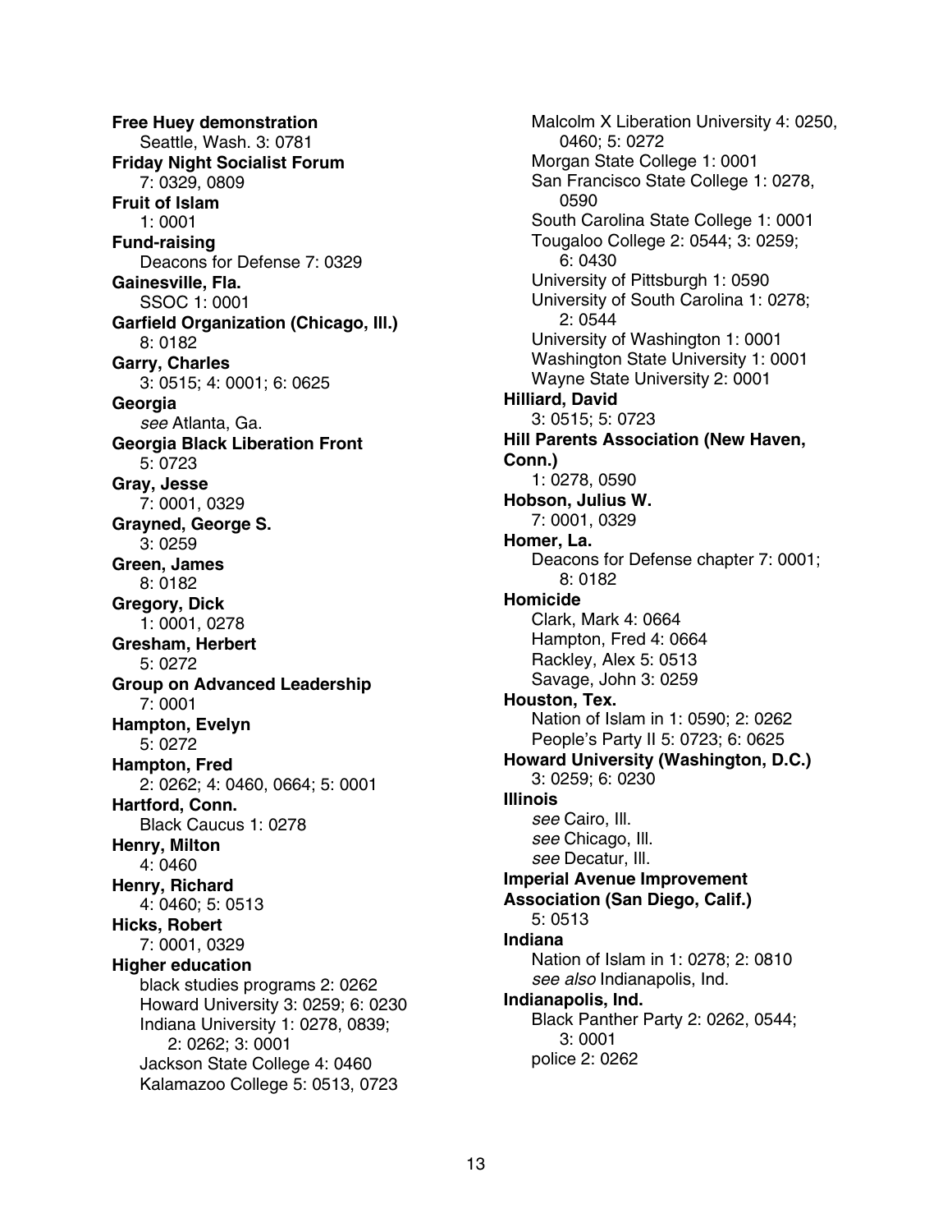**Free Huey demonstration**
Seattle, Wash. 3: 0781
**Friday Night Socialist Forum**
7: 0329, 0809
**Fruit of Islam**
1: 0001
**Fund-raising**
Deacons for Defense 7: 0329
**Gainesville, Fla.**
SSOC 1: 0001
**Garfield Organization (Chicago, Ill.)**
8: 0182
**Garry, Charles**
3: 0515; 4: 0001; 6: 0625
**Georgia**
*see* Atlanta, Ga.
**Georgia Black Liberation Front**
5: 0723
**Gray, Jesse**
7: 0001, 0329
**Grayned, George S.**
3: 0259
**Green, James**
8: 0182
**Gregory, Dick**
1: 0001, 0278
**Gresham, Herbert**
5: 0272
**Group on Advanced Leadership**
7: 0001
**Hampton, Evelyn**
5: 0272
**Hampton, Fred**
2: 0262; 4: 0460, 0664; 5: 0001
**Hartford, Conn.**
Black Caucus 1: 0278
**Henry, Milton**
4: 0460
**Henry, Richard**
4: 0460; 5: 0513
**Hicks, Robert**
7: 0001, 0329
**Higher education**
black studies programs 2: 0262
Howard University 3: 0259; 6: 0230
Indiana University 1: 0278, 0839; 2: 0262; 3: 0001
Jackson State College 4: 0460
Kalamazoo College 5: 0513, 0723
Malcolm X Liberation University 4: 0250, 0460; 5: 0272
Morgan State College 1: 0001
San Francisco State College 1: 0278, 0590
South Carolina State College 1: 0001
Tougaloo College 2: 0544; 3: 0259; 6: 0430
University of Pittsburgh 1: 0590
University of South Carolina 1: 0278; 2: 0544
University of Washington 1: 0001
Washington State University 1: 0001
Wayne State University 2: 0001
**Hilliard, David**
3: 0515; 5: 0723
**Hill Parents Association (New Haven, Conn.)**
1: 0278, 0590
**Hobson, Julius W.**
7: 0001, 0329
**Homer, La.**
Deacons for Defense chapter 7: 0001; 8: 0182
**Homicide**
Clark, Mark 4: 0664
Hampton, Fred 4: 0664
Rackley, Alex 5: 0513
Savage, John 3: 0259
**Houston, Tex.**
Nation of Islam in 1: 0590; 2: 0262
People's Party II 5: 0723; 6: 0625
**Howard University (Washington, D.C.)**
3: 0259; 6: 0230
**Illinois**
*see* Cairo, Ill.
*see* Chicago, Ill.
*see* Decatur, Ill.
**Imperial Avenue Improvement Association (San Diego, Calif.)**
5: 0513
**Indiana**
Nation of Islam in 1: 0278; 2: 0810
*see also* Indianapolis, Ind.
**Indianapolis, Ind.**
Black Panther Party 2: 0262, 0544; 3: 0001
police 2: 0262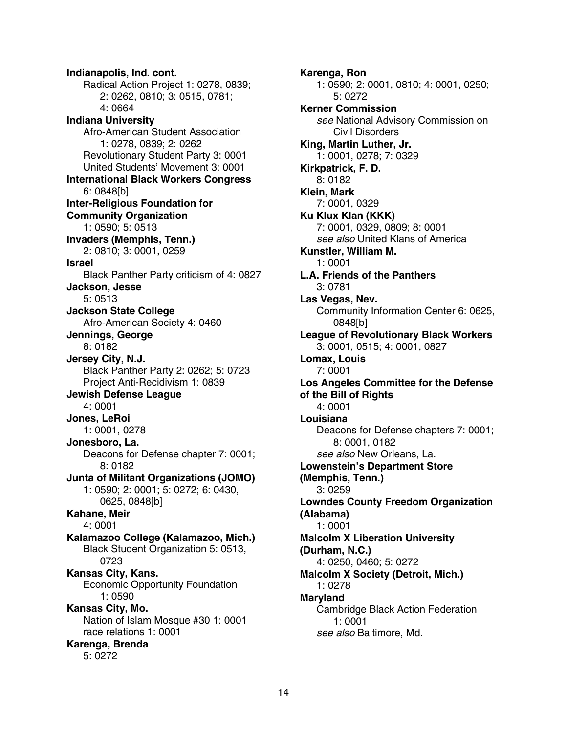**Indianapolis, Ind. cont.**
Radical Action Project 1: 0278, 0839; 2: 0262, 0810; 3: 0515, 0781; 4: 0664

**Indiana University**
Afro-American Student Association 1: 0278, 0839; 2: 0262
Revolutionary Student Party 3: 0001
United Students' Movement 3: 0001

**International Black Workers Congress**
6: 0848[b]

**Inter-Religious Foundation for Community Organization**
1: 0590; 5: 0513

**Invaders (Memphis, Tenn.)**
2: 0810; 3: 0001, 0259

**Israel**
Black Panther Party criticism of 4: 0827

**Jackson, Jesse**
5: 0513

**Jackson State College**
Afro-American Society 4: 0460

**Jennings, George**
8: 0182

**Jersey City, N.J.**
Black Panther Party 2: 0262; 5: 0723
Project Anti-Recidivism 1: 0839

**Jewish Defense League**
4: 0001

**Jones, LeRoi**
1: 0001, 0278

**Jonesboro, La.**
Deacons for Defense chapter 7: 0001; 8: 0182

**Junta of Militant Organizations (JOMO)**
1: 0590; 2: 0001; 5: 0272; 6: 0430, 0625, 0848[b]

**Kahane, Meir**
4: 0001

**Kalamazoo College (Kalamazoo, Mich.)**
Black Student Organization 5: 0513, 0723

**Kansas City, Kans.**
Economic Opportunity Foundation 1: 0590

**Kansas City, Mo.**
Nation of Islam Mosque #30 1: 0001
race relations 1: 0001

**Karenga, Brenda**
5: 0272

**Karenga, Ron**
1: 0590; 2: 0001, 0810; 4: 0001, 0250; 5: 0272

**Kerner Commission**
*see* National Advisory Commission on Civil Disorders

**King, Martin Luther, Jr.**
1: 0001, 0278; 7: 0329

**Kirkpatrick, F. D.**
8: 0182

**Klein, Mark**
7: 0001, 0329

**Ku Klux Klan (KKK)**
7: 0001, 0329, 0809; 8: 0001
*see also* United Klans of America

**Kunstler, William M.**
1: 0001

**L.A. Friends of the Panthers**
3: 0781

**Las Vegas, Nev.**
Community Information Center 6: 0625, 0848[b]

**League of Revolutionary Black Workers**
3: 0001, 0515; 4: 0001, 0827

**Lomax, Louis**
7: 0001

**Los Angeles Committee for the Defense of the Bill of Rights**
4: 0001

**Louisiana**
Deacons for Defense chapters 7: 0001; 8: 0001, 0182
*see also* New Orleans, La.

**Lowenstein's Department Store (Memphis, Tenn.)**
3: 0259

**Lowndes County Freedom Organization (Alabama)**
1: 0001

**Malcolm X Liberation University (Durham, N.C.)**
4: 0250, 0460; 5: 0272

**Malcolm X Society (Detroit, Mich.)**
1: 0278

**Maryland**
Cambridge Black Action Federation 1: 0001
*see also* Baltimore, Md.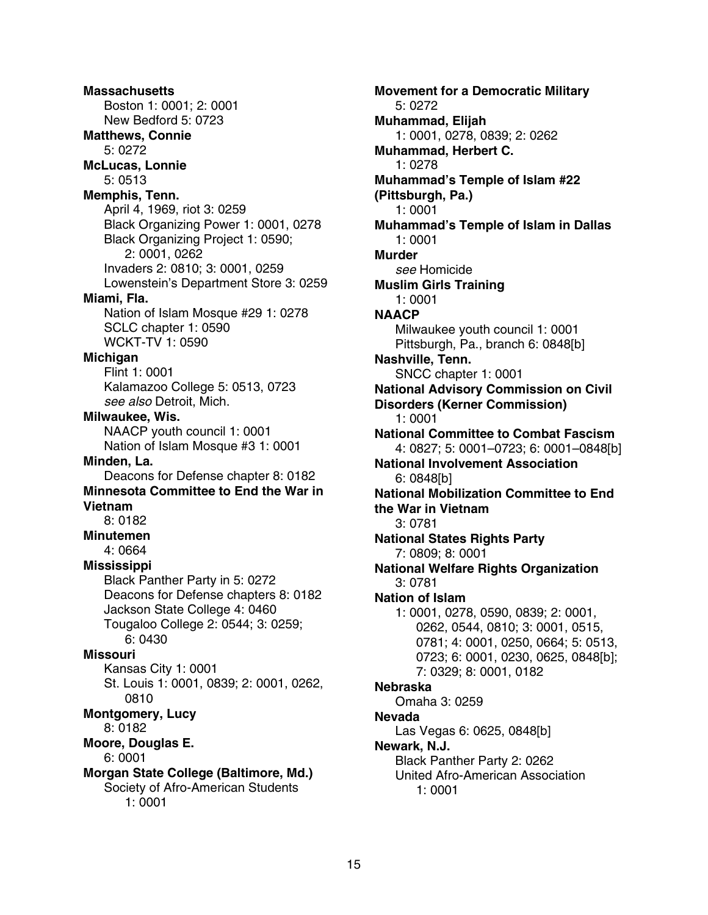**Massachusetts**
  Boston 1: 0001; 2: 0001
  New Bedford 5: 0723
**Matthews, Connie**
  5: 0272
**McLucas, Lonnie**
  5: 0513
**Memphis, Tenn.**
  April 4, 1969, riot 3: 0259
  Black Organizing Power 1: 0001, 0278
  Black Organizing Project 1: 0590; 2: 0001, 0262
  Invaders 2: 0810; 3: 0001, 0259
  Lowenstein's Department Store 3: 0259
**Miami, Fla.**
  Nation of Islam Mosque #29 1: 0278
  SCLC chapter 1: 0590
  WCKT-TV 1: 0590
**Michigan**
  Flint 1: 0001
  Kalamazoo College 5: 0513, 0723
  *see also* Detroit, Mich.
**Milwaukee, Wis.**
  NAACP youth council 1: 0001
  Nation of Islam Mosque #3 1: 0001
**Minden, La.**
  Deacons for Defense chapter 8: 0182
**Minnesota Committee to End the War in Vietnam**
  8: 0182
**Minutemen**
  4: 0664
**Mississippi**
  Black Panther Party in 5: 0272
  Deacons for Defense chapters 8: 0182
  Jackson State College 4: 0460
  Tougaloo College 2: 0544; 3: 0259; 6: 0430
**Missouri**
  Kansas City 1: 0001
  St. Louis 1: 0001, 0839; 2: 0001, 0262, 0810
**Montgomery, Lucy**
  8: 0182
**Moore, Douglas E.**
  6: 0001
**Morgan State College (Baltimore, Md.)**
  Society of Afro-American Students 1: 0001
**Movement for a Democratic Military**
  5: 0272
**Muhammad, Elijah**
  1: 0001, 0278, 0839; 2: 0262
**Muhammad, Herbert C.**
  1: 0278
**Muhammad's Temple of Islam #22 (Pittsburgh, Pa.)**
  1: 0001
**Muhammad's Temple of Islam in Dallas**
  1: 0001
**Murder**
  *see* Homicide
**Muslim Girls Training**
  1: 0001
**NAACP**
  Milwaukee youth council 1: 0001
  Pittsburgh, Pa., branch 6: 0848[b]
**Nashville, Tenn.**
  SNCC chapter 1: 0001
**National Advisory Commission on Civil Disorders (Kerner Commission)**
  1: 0001
**National Committee to Combat Fascism**
  4: 0827; 5: 0001–0723; 6: 0001–0848[b]
**National Involvement Association**
  6: 0848[b]
**National Mobilization Committee to End the War in Vietnam**
  3: 0781
**National States Rights Party**
  7: 0809; 8: 0001
**National Welfare Rights Organization**
  3: 0781
**Nation of Islam**
  1: 0001, 0278, 0590, 0839; 2: 0001, 0262, 0544, 0810; 3: 0001, 0515, 0781; 4: 0001, 0250, 0664; 5: 0513, 0723; 6: 0001, 0230, 0625, 0848[b]; 7: 0329; 8: 0001, 0182
**Nebraska**
  Omaha 3: 0259
**Nevada**
  Las Vegas 6: 0625, 0848[b]
**Newark, N.J.**
  Black Panther Party 2: 0262
  United Afro-American Association 1: 0001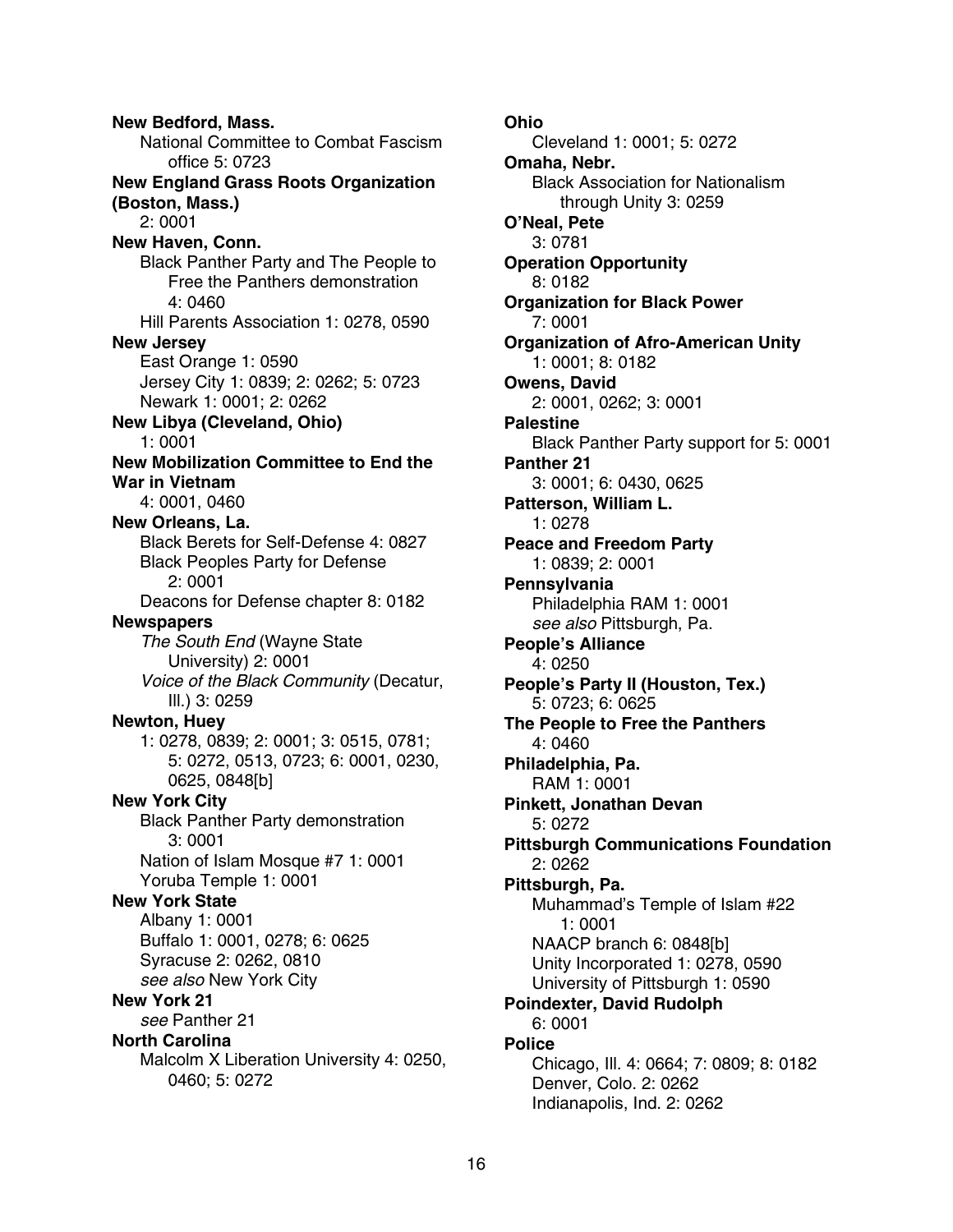**New Bedford, Mass.**
National Committee to Combat Fascism office 5: 0723

**New England Grass Roots Organization (Boston, Mass.)**
2: 0001

**New Haven, Conn.**
Black Panther Party and The People to Free the Panthers demonstration 4: 0460
Hill Parents Association 1: 0278, 0590

**New Jersey**
East Orange 1: 0590
Jersey City 1: 0839; 2: 0262; 5: 0723
Newark 1: 0001; 2: 0262

**New Libya (Cleveland, Ohio)**
1: 0001

**New Mobilization Committee to End the War in Vietnam**
4: 0001, 0460

**New Orleans, La.**
Black Berets for Self-Defense 4: 0827
Black Peoples Party for Defense 2: 0001
Deacons for Defense chapter 8: 0182

**Newspapers**
*The South End* (Wayne State University) 2: 0001
*Voice of the Black Community* (Decatur, Ill.) 3: 0259

**Newton, Huey**
1: 0278, 0839; 2: 0001; 3: 0515, 0781; 5: 0272, 0513, 0723; 6: 0001, 0230, 0625, 0848[b]

**New York City**
Black Panther Party demonstration 3: 0001
Nation of Islam Mosque #7 1: 0001
Yoruba Temple 1: 0001

**New York State**
Albany 1: 0001
Buffalo 1: 0001, 0278; 6: 0625
Syracuse 2: 0262, 0810
*see also* New York City

**New York 21**
*see* Panther 21

**North Carolina**
Malcolm X Liberation University 4: 0250, 0460; 5: 0272

**Ohio**
Cleveland 1: 0001; 5: 0272

**Omaha, Nebr.**
Black Association for Nationalism through Unity 3: 0259

**O'Neal, Pete**
3: 0781

**Operation Opportunity**
8: 0182

**Organization for Black Power**
7: 0001

**Organization of Afro-American Unity**
1: 0001; 8: 0182

**Owens, David**
2: 0001, 0262; 3: 0001

**Palestine**
Black Panther Party support for 5: 0001

**Panther 21**
3: 0001; 6: 0430, 0625

**Patterson, William L.**
1: 0278

**Peace and Freedom Party**
1: 0839; 2: 0001

**Pennsylvania**
Philadelphia RAM 1: 0001
*see also* Pittsburgh, Pa.

**People's Alliance**
4: 0250

**People's Party II (Houston, Tex.)**
5: 0723; 6: 0625

**The People to Free the Panthers**
4: 0460

**Philadelphia, Pa.**
RAM 1: 0001

**Pinkett, Jonathan Devan**
5: 0272

**Pittsburgh Communications Foundation**
2: 0262

**Pittsburgh, Pa.**
Muhammad's Temple of Islam #22 1: 0001
NAACP branch 6: 0848[b]
Unity Incorporated 1: 0278, 0590
University of Pittsburgh 1: 0590

**Poindexter, David Rudolph**
6: 0001

**Police**
Chicago, Ill. 4: 0664; 7: 0809; 8: 0182
Denver, Colo. 2: 0262
Indianapolis, Ind. 2: 0262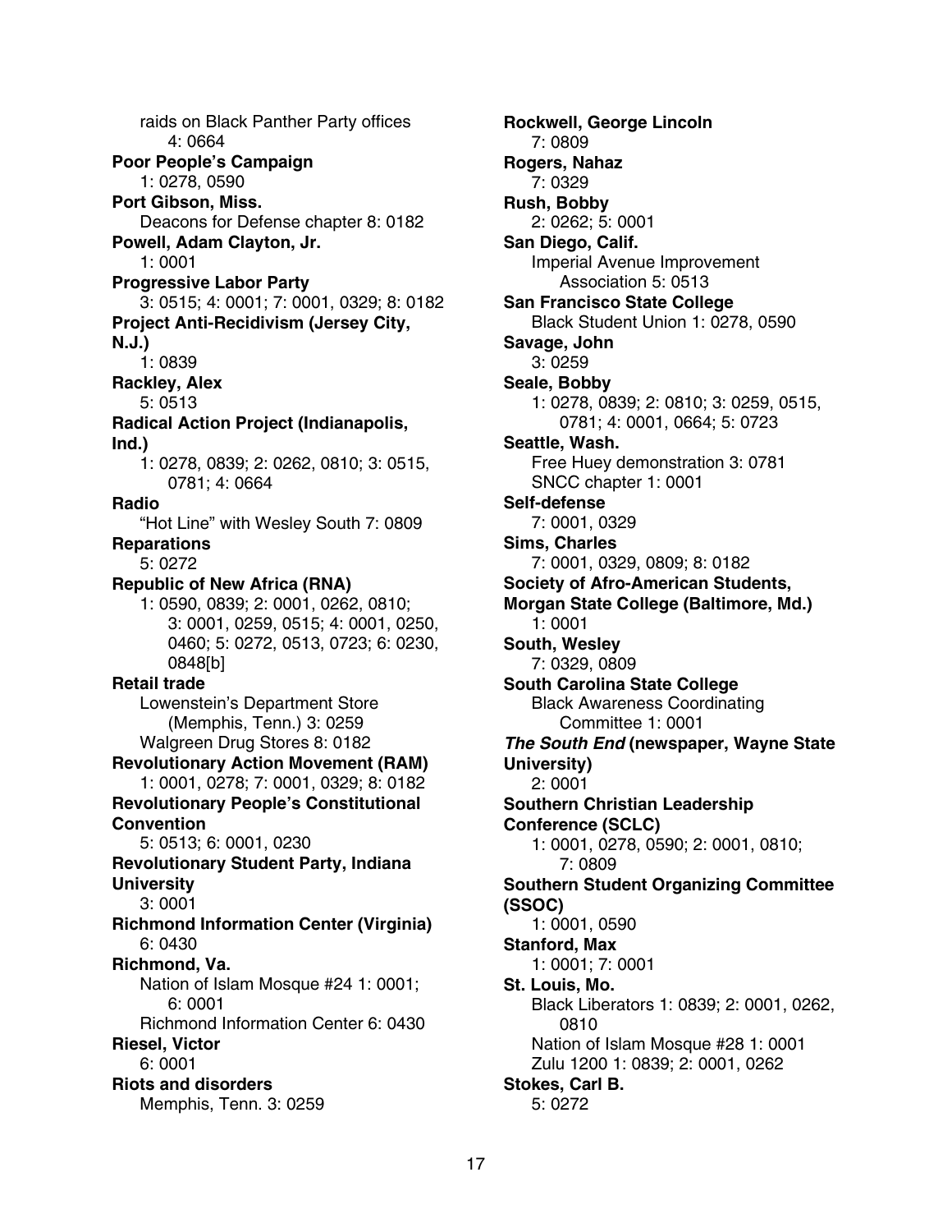raids on Black Panther Party offices 4: 0664

**Poor People's Campaign**
1: 0278, 0590

**Port Gibson, Miss.**
Deacons for Defense chapter 8: 0182

**Powell, Adam Clayton, Jr.**
1: 0001

**Progressive Labor Party**
3: 0515; 4: 0001; 7: 0001, 0329; 8: 0182

**Project Anti-Recidivism (Jersey City, N.J.)**
1: 0839

**Rackley, Alex**
5: 0513

**Radical Action Project (Indianapolis, Ind.)**
1: 0278, 0839; 2: 0262, 0810; 3: 0515, 0781; 4: 0664

**Radio**
"Hot Line" with Wesley South 7: 0809

**Reparations**
5: 0272

**Republic of New Africa (RNA)**
1: 0590, 0839; 2: 0001, 0262, 0810; 3: 0001, 0259, 0515; 4: 0001, 0250, 0460; 5: 0272, 0513, 0723; 6: 0230, 0848[b]

**Retail trade**
Lowenstein's Department Store (Memphis, Tenn.) 3: 0259
Walgreen Drug Stores 8: 0182

**Revolutionary Action Movement (RAM)**
1: 0001, 0278; 7: 0001, 0329; 8: 0182

**Revolutionary People's Constitutional Convention**
5: 0513; 6: 0001, 0230

**Revolutionary Student Party, Indiana University**
3: 0001

**Richmond Information Center (Virginia)**
6: 0430

**Richmond, Va.**
Nation of Islam Mosque #24 1: 0001; 6: 0001
Richmond Information Center 6: 0430

**Riesel, Victor**
6: 0001

**Riots and disorders**
Memphis, Tenn. 3: 0259

**Rockwell, George Lincoln**
7: 0809

**Rogers, Nahaz**
7: 0329

**Rush, Bobby**
2: 0262; 5: 0001

**San Diego, Calif.**
Imperial Avenue Improvement Association 5: 0513

**San Francisco State College**
Black Student Union 1: 0278, 0590

**Savage, John**
3: 0259

**Seale, Bobby**
1: 0278, 0839; 2: 0810; 3: 0259, 0515, 0781; 4: 0001, 0664; 5: 0723

**Seattle, Wash.**
Free Huey demonstration 3: 0781
SNCC chapter 1: 0001

**Self-defense**
7: 0001, 0329

**Sims, Charles**
7: 0001, 0329, 0809; 8: 0182

**Society of Afro-American Students, Morgan State College (Baltimore, Md.)**
1: 0001

**South, Wesley**
7: 0329, 0809

**South Carolina State College**
Black Awareness Coordinating Committee 1: 0001

***The South End* (newspaper, Wayne State University)**
2: 0001

**Southern Christian Leadership Conference (SCLC)**
1: 0001, 0278, 0590; 2: 0001, 0810; 7: 0809

**Southern Student Organizing Committee (SSOC)**
1: 0001, 0590

**Stanford, Max**
1: 0001; 7: 0001

**St. Louis, Mo.**
Black Liberators 1: 0839; 2: 0001, 0262, 0810
Nation of Islam Mosque #28 1: 0001
Zulu 1200 1: 0839; 2: 0001, 0262

**Stokes, Carl B.**
5: 0272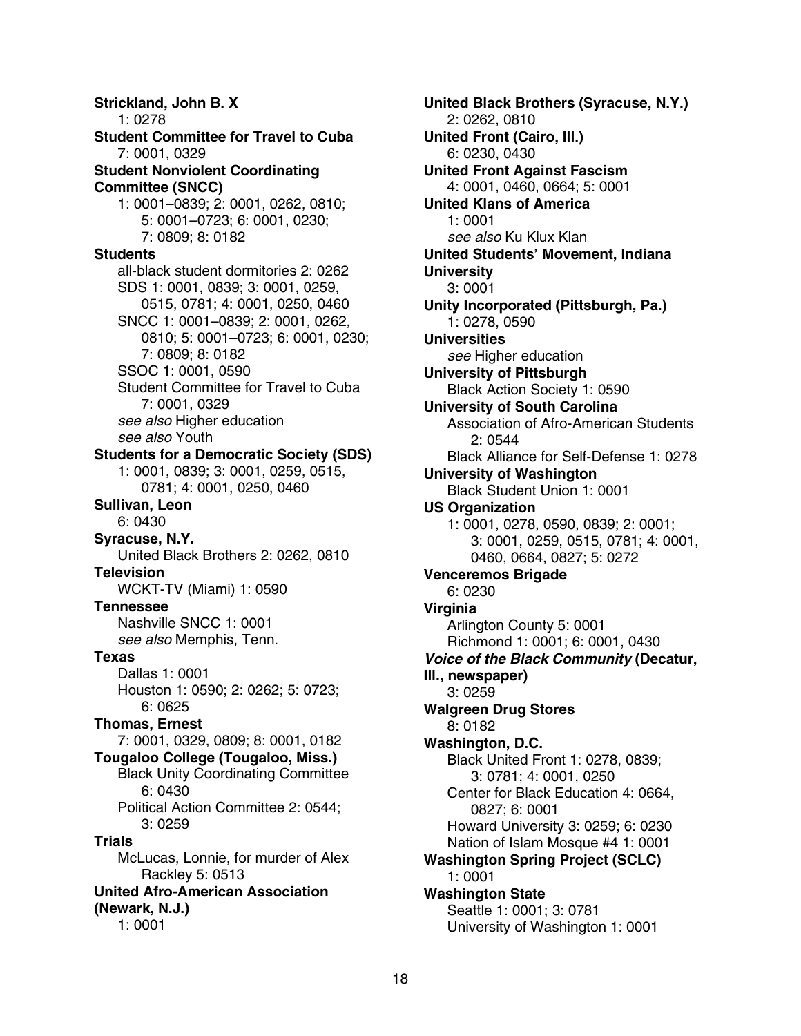**Strickland, John B. X**
1: 0278

**Student Committee for Travel to Cuba**
7: 0001, 0329

**Student Nonviolent Coordinating Committee (SNCC)**
1: 0001–0839; 2: 0001, 0262, 0810; 5: 0001–0723; 6: 0001, 0230; 7: 0809; 8: 0182

**Students**
- all-black student dormitories 2: 0262
- SDS 1: 0001, 0839; 3: 0001, 0259, 0515, 0781; 4: 0001, 0250, 0460
- SNCC 1: 0001–0839; 2: 0001, 0262, 0810; 5: 0001–0723; 6: 0001, 0230; 7: 0809; 8: 0182
- SSOC 1: 0001, 0590
- Student Committee for Travel to Cuba 7: 0001, 0329
- *see also* Higher education
- *see also* Youth

**Students for a Democratic Society (SDS)**
1: 0001, 0839; 3: 0001, 0259, 0515, 0781; 4: 0001, 0250, 0460

**Sullivan, Leon**
6: 0430

**Syracuse, N.Y.**
- United Black Brothers 2: 0262, 0810

**Television**
- WCKT-TV (Miami) 1: 0590

**Tennessee**
- Nashville SNCC 1: 0001
- *see also* Memphis, Tenn.

**Texas**
- Dallas 1: 0001
- Houston 1: 0590; 2: 0262; 5: 0723; 6: 0625

**Thomas, Ernest**
7: 0001, 0329, 0809; 8: 0001, 0182

**Tougaloo College (Tougaloo, Miss.)**
- Black Unity Coordinating Committee 6: 0430
- Political Action Committee 2: 0544; 3: 0259

**Trials**
- McLucas, Lonnie, for murder of Alex Rackley 5: 0513

**United Afro-American Association (Newark, N.J.)**
1: 0001

**United Black Brothers (Syracuse, N.Y.)**
2: 0262, 0810

**United Front (Cairo, Ill.)**
6: 0230, 0430

**United Front Against Fascism**
4: 0001, 0460, 0664; 5: 0001

**United Klans of America**
1: 0001
*see also* Ku Klux Klan

**United Students' Movement, Indiana University**
3: 0001

**Unity Incorporated (Pittsburgh, Pa.)**
1: 0278, 0590

**Universities**
*see* Higher education

**University of Pittsburgh**
- Black Action Society 1: 0590

**University of South Carolina**
- Association of Afro-American Students 2: 0544
- Black Alliance for Self-Defense 1: 0278

**University of Washington**
- Black Student Union 1: 0001

**US Organization**
1: 0001, 0278, 0590, 0839; 2: 0001; 3: 0001, 0259, 0515, 0781; 4: 0001, 0460, 0664, 0827; 5: 0272

**Venceremos Brigade**
6: 0230

**Virginia**
- Arlington County 5: 0001
- Richmond 1: 0001; 6: 0001, 0430

***Voice of the Black Community* (Decatur, Ill., newspaper)**
3: 0259

**Walgreen Drug Stores**
8: 0182

**Washington, D.C.**
- Black United Front 1: 0278, 0839; 3: 0781; 4: 0001, 0250
- Center for Black Education 4: 0664, 0827; 6: 0001
- Howard University 3: 0259; 6: 0230
- Nation of Islam Mosque #4 1: 0001

**Washington Spring Project (SCLC)**
1: 0001

**Washington State**
- Seattle 1: 0001; 3: 0781
- University of Washington 1: 0001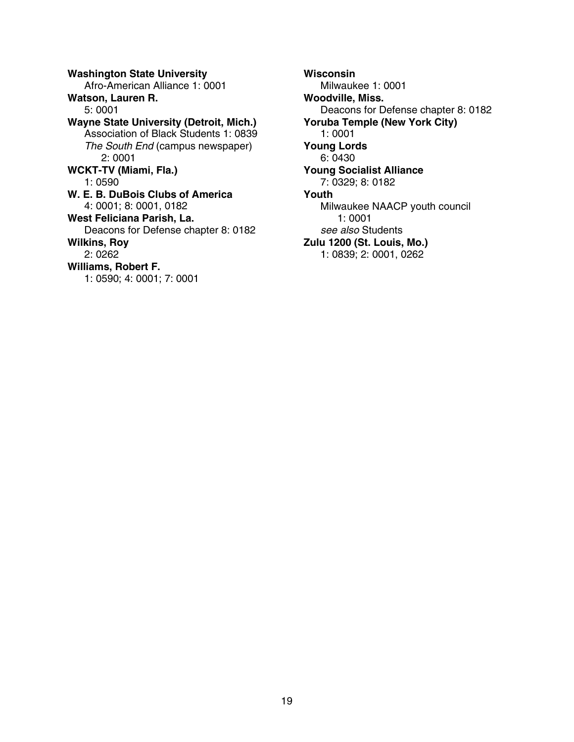**Washington State University**
Afro-American Alliance 1: 0001

**Watson, Lauren R.**
5: 0001

**Wayne State University (Detroit, Mich.)**
Association of Black Students 1: 0839
*The South End* (campus newspaper) 2: 0001

**WCKT-TV (Miami, Fla.)**
1: 0590

**W. E. B. DuBois Clubs of America**
4: 0001; 8: 0001, 0182

**West Feliciana Parish, La.**
Deacons for Defense chapter 8: 0182

**Wilkins, Roy**
2: 0262

**Williams, Robert F.**
1: 0590; 4: 0001; 7: 0001

**Wisconsin**
Milwaukee 1: 0001

**Woodville, Miss.**
Deacons for Defense chapter 8: 0182

**Yoruba Temple (New York City)**
1: 0001

**Young Lords**
6: 0430

**Young Socialist Alliance**
7: 0329; 8: 0182

**Youth**
Milwaukee NAACP youth council 1: 0001
*see also* Students

**Zulu 1200 (St. Louis, Mo.)**
1: 0839; 2: 0001, 0262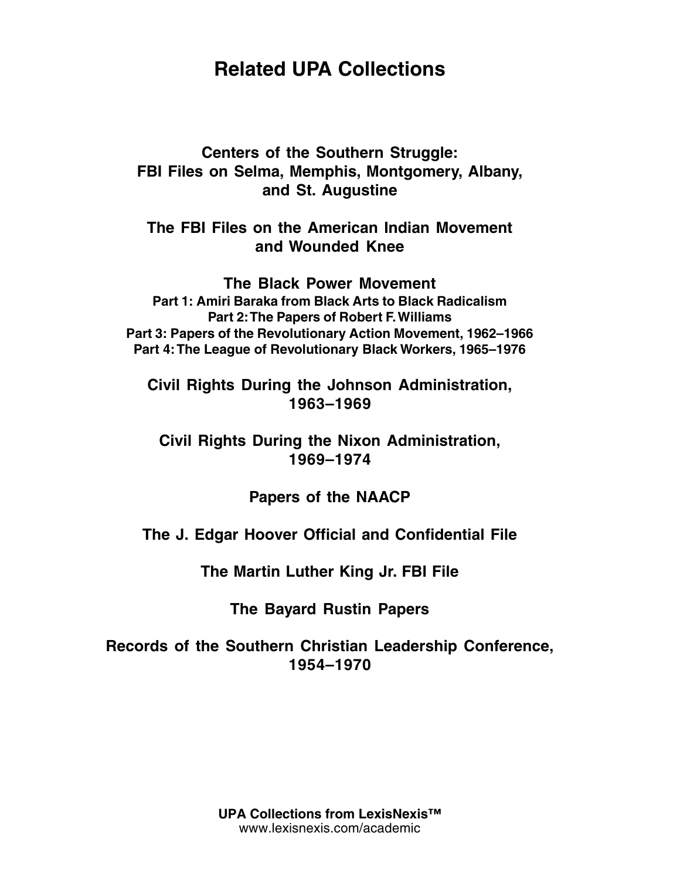# Related UPA Collections

**Centers of the Southern Struggle: FBI Files on Selma, Memphis, Montgomery, Albany, and St. Augustine**

**The FBI Files on the American Indian Movement and Wounded Knee**

**The Black Power Movement**
**Part 1: Amiri Baraka from Black Arts to Black Radicalism**
**Part 2: The Papers of Robert F. Williams**
**Part 3: Papers of the Revolutionary Action Movement, 1962–1966**
**Part 4: The League of Revolutionary Black Workers, 1965–1976**

**Civil Rights During the Johnson Administration, 1963–1969**

**Civil Rights During the Nixon Administration, 1969–1974**

**Papers of the NAACP**

**The J. Edgar Hoover Official and Confidential File**

**The Martin Luther King Jr. FBI File**

**The Bayard Rustin Papers**

**Records of the Southern Christian Leadership Conference, 1954–1970**

**UPA Collections from LexisNexis™**
www.lexisnexis.com/academic